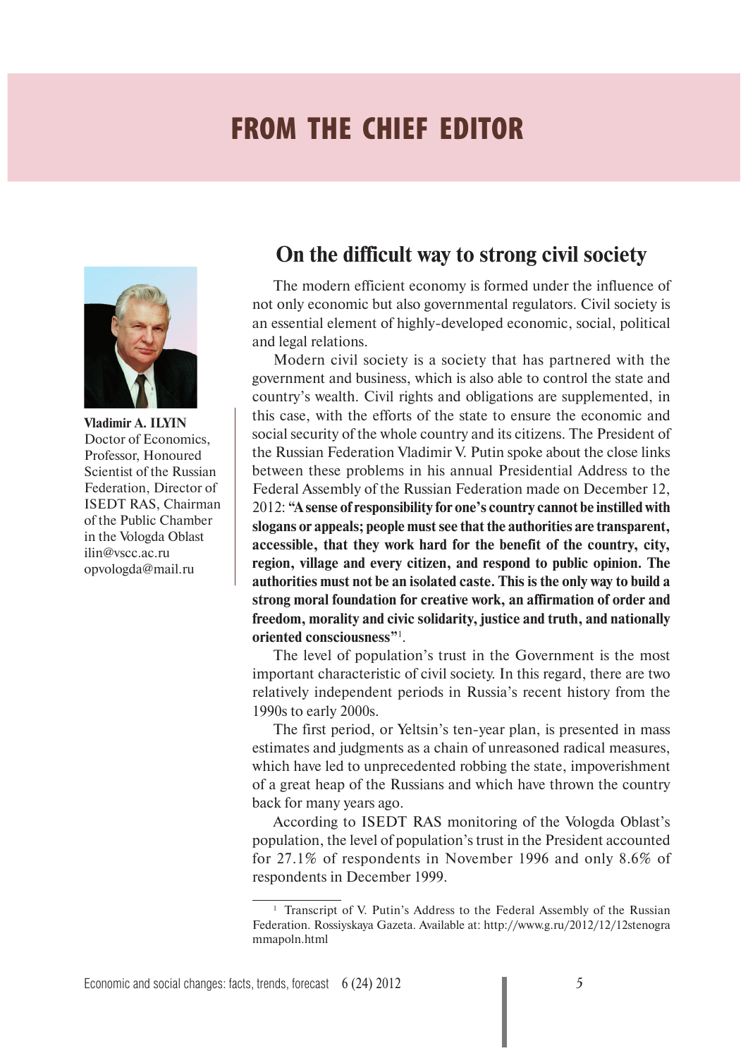# FROM THE CHIEF EDITOR

**Vladimir A. ILYIN**
Doctor of Economics, Professor, Honoured Scientist of the Russian Federation, Director of ISEDT RAS, Chairman of the Public Chamber in the Vologda Oblast
ilin@vscc.ac.ru
opvologda@mail.ru

## On the difficult way to strong civil society

The modern efficient economy is formed under the influence of not only economic but also governmental regulators. Civil society is an essential element of highly-developed economic, social, political and legal relations.

Modern civil society is a society that has partnered with the government and business, which is also able to control the state and country's wealth. Civil rights and obligations are supplemented, in this case, with the efforts of the state to ensure the economic and social security of the whole country and its citizens. The President of the Russian Federation Vladimir V. Putin spoke about the close links between these problems in his annual Presidential Address to the Federal Assembly of the Russian Federation made on December 12, 2012: **"A sense of responsibility for one's country cannot be instilled with slogans or appeals; people must see that the authorities are transparent, accessible, that they work hard for the benefit of the country, city, region, village and every citizen, and respond to public opinion. The authorities must not be an isolated caste. This is the only way to build a strong moral foundation for creative work, an affirmation of order and freedom, morality and civic solidarity, justice and truth, and nationally oriented consciousness"**[1].

The level of population's trust in the Government is the most important characteristic of civil society. In this regard, there are two relatively independent periods in Russia's recent history from the 1990s to early 2000s.

The first period, or Yeltsin's ten-year plan, is presented in mass estimates and judgments as a chain of unreasoned radical measures, which have led to unprecedented robbing the state, impoverishment of a great heap of the Russians and which have thrown the country back for many years ago.

According to ISEDT RAS monitoring of the Vologda Oblast's population, the level of population's trust in the President accounted for 27.1% of respondents in November 1996 and only 8.6% of respondents in December 1999.

[1] Transcript of V. Putin's Address to the Federal Assembly of the Russian Federation. Rossiyskaya Gazeta. Available at: http://www.g.ru/2012/12/12stenogrammapoln.html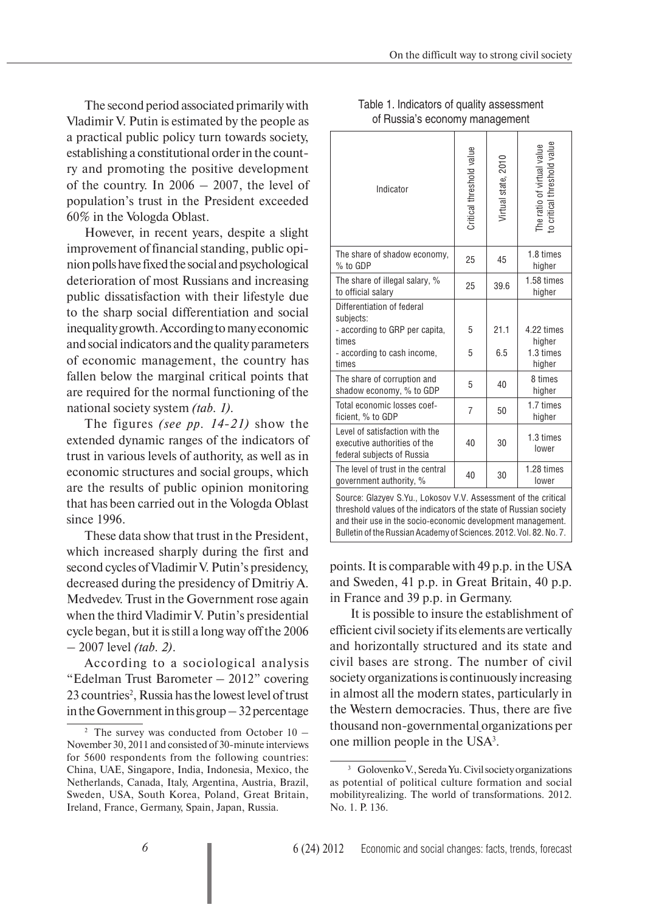The second period associated primarily with Vladimir V. Putin is estimated by the people as a practical public policy turn towards society, establishing a constitutional order in the country and promoting the positive development of the country. In 2006 – 2007, the level of population's trust in the President exceeded 60% in the Vologda Oblast.

However, in recent years, despite a slight improvement of financial standing, public opinion polls have fixed the social and psychological deterioration of most Russians and increasing public dissatisfaction with their lifestyle due to the sharp social differentiation and social inequality growth. According to many economic and social indicators and the quality parameters of economic management, the country has fallen below the marginal critical points that are required for the normal functioning of the national society system *(tab. 1)*.

The figures *(see pp. 14-21)* show the extended dynamic ranges of the indicators of trust in various levels of authority, as well as in economic structures and social groups, which are the results of public opinion monitoring that has been carried out in the Vologda Oblast since 1996.

These data show that trust in the President, which increased sharply during the first and second cycles of Vladimir V. Putin's presidency, decreased during the presidency of Dmitriy A. Medvedev. Trust in the Government rose again when the third Vladimir V. Putin's presidential cycle began, but it is still a long way off the 2006 – 2007 level *(tab. 2)*.

According to a sociological analysis "Edelman Trust Barometer – 2012" covering 23 countries[2], Russia has the lowest level of trust in the Government in this group – 32 percentage points. It is comparable with 49 p.p. in the USA and Sweden, 41 p.p. in Great Britain, 40 p.p. in France and 39 p.p. in Germany.

Table 1. Indicators of quality assessment of Russia's economy management

| Indicator | Critical threshold value | Virtual state, 2010 | The ratio of virtual value to critical threshold value |
|---|---|---|---|
| The share of shadow economy, % to GDP | 25 | 45 | 1.8 times higher |
| The share of illegal salary, % to official salary | 25 | 39.6 | 1.58 times higher |
| Differentiation of federal subjects: | | | |
| - according to GRP per capita, times | 5 | 21.1 | 4.22 times higher |
| - according to cash income, times | 5 | 6.5 | 1.3 times higher |
| The share of corruption and shadow economy, % to GDP | 5 | 40 | 8 times higher |
| Total economic losses coefficient, % to GDP | 7 | 50 | 1.7 times higher |
| Level of satisfaction with the executive authorities of the federal subjects of Russia | 40 | 30 | 1.3 times lower |
| The level of trust in the central government authority, % | 40 | 30 | 1.28 times lower |

Source: Glazyev S.Yu., Lokosov V.V. Assessment of the critical threshold values of the indicators of the state of Russian society and their use in the socio-economic development management. Bulletin of the Russian Academy of Sciences. 2012. Vol. 82. No. 7.

It is possible to insure the establishment of efficient civil society if its elements are vertically and horizontally structured and its state and civil bases are strong. The number of civil society organizations is continuously increasing in almost all the modern states, particularly in the Western democracies. Thus, there are five thousand non-governmental organizations per one million people in the USA[3].

[2] The survey was conducted from October 10 – November 30, 2011 and consisted of 30-minute interviews for 5600 respondents from the following countries: China, UAE, Singapore, India, Indonesia, Mexico, the Netherlands, Canada, Italy, Argentina, Austria, Brazil, Sweden, USA, South Korea, Poland, Great Britain, Ireland, France, Germany, Spain, Japan, Russia.

[3] Golovenko V., Sereda Yu. Civil society organizations as potential of political culture formation and social mobilityrealizing. The world of transformations. 2012. No. 1. P. 136.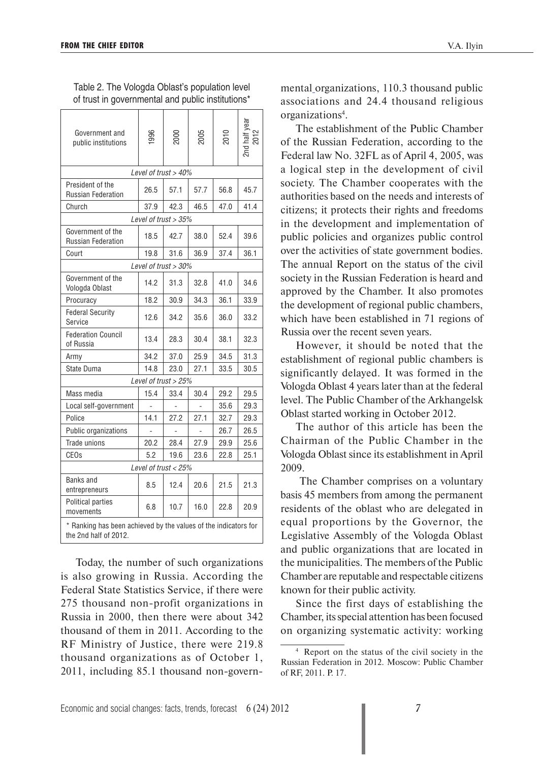Table 2. The Vologda Oblast's population level of trust in governmental and public institutions*

| Government and public institutions | 1996 | 2000 | 2005 | 2010 | 2nd half year 2012 |
|---|---|---|---|---|---|
| *Level of trust > 40%* | | | | | |
| President of the Russian Federation | 26.5 | 57.1 | 57.7 | 56.8 | 45.7 |
| Church | 37.9 | 42.3 | 46.5 | 47.0 | 41.4 |
| *Level of trust > 35%* | | | | | |
| Government of the Russian Federation | 18.5 | 42.7 | 38.0 | 52.4 | 39.6 |
| Court | 19.8 | 31.6 | 36.9 | 37.4 | 36.1 |
| *Level of trust > 30%* | | | | | |
| Government of the Vologda Oblast | 14.2 | 31.3 | 32.8 | 41.0 | 34.6 |
| Procuracy | 18.2 | 30.9 | 34.3 | 36.1 | 33.9 |
| Federal Security Service | 12.6 | 34.2 | 35.6 | 36.0 | 33.2 |
| Federation Council of Russia | 13.4 | 28.3 | 30.4 | 38.1 | 32.3 |
| Army | 34.2 | 37.0 | 25.9 | 34.5 | 31.3 |
| State Duma | 14.8 | 23.0 | 27.1 | 33.5 | 30.5 |
| *Level of trust > 25%* | | | | | |
| Mass media | 15.4 | 33.4 | 30.4 | 29.2 | 29.5 |
| Local self-government | - | - | - | 35.6 | 29.3 |
| Police | 14.1 | 27.2 | 27.1 | 32.7 | 29.3 |
| Public organizations | - | - | - | 26.7 | 26.5 |
| Trade unions | 20.2 | 28.4 | 27.9 | 29.9 | 25.6 |
| CEOs | 5.2 | 19.6 | 23.6 | 22.8 | 25.1 |
| *Level of trust < 25%* | | | | | |
| Banks and entrepreneurs | 8.5 | 12.4 | 20.6 | 21.5 | 21.3 |
| Political parties movements | 6.8 | 10.7 | 16.0 | 22.8 | 20.9 |

\* Ranking has been achieved by the values of the indicators for the 2nd half of 2012.

Today, the number of such organizations is also growing in Russia. According the Federal State Statistics Service, if there were 275 thousand non-profit organizations in Russia in 2000, then there were about 342 thousand of them in 2011. According to the RF Ministry of Justice, there were 219.8 thousand organizations as of October 1, 2011, including 85.1 thousand non-governmental organizations, 110.3 thousand public associations and 24.4 thousand religious organizations[4].

The establishment of the Public Chamber of the Russian Federation, according to the Federal law No. 32FL as of April 4, 2005, was a logical step in the development of civil society. The Chamber cooperates with the authorities based on the needs and interests of citizens; it protects their rights and freedoms in the development and implementation of public policies and organizes public control over the activities of state government bodies. The annual Report on the status of the civil society in the Russian Federation is heard and approved by the Chamber. It also promotes the development of regional public chambers, which have been established in 71 regions of Russia over the recent seven years.

However, it should be noted that the establishment of regional public chambers is significantly delayed. It was formed in the Vologda Oblast 4 years later than at the federal level. The Public Chamber of the Arkhangelsk Oblast started working in October 2012.

The author of this article has been the Chairman of the Public Chamber in the Vologda Oblast since its establishment in April 2009.

The Chamber comprises on a voluntary basis 45 members from among the permanent residents of the oblast who are delegated in equal proportions by the Governor, the Legislative Assembly of the Vologda Oblast and public organizations that are located in the municipalities. The members of the Public Chamber are reputable and respectable citizens known for their public activity.

Since the first days of establishing the Chamber, its special attention has been focused on organizing systematic activity: working

[4] Report on the status of the civil society in the Russian Federation in 2012. Moscow: Public Chamber of RF, 2011. P. 17.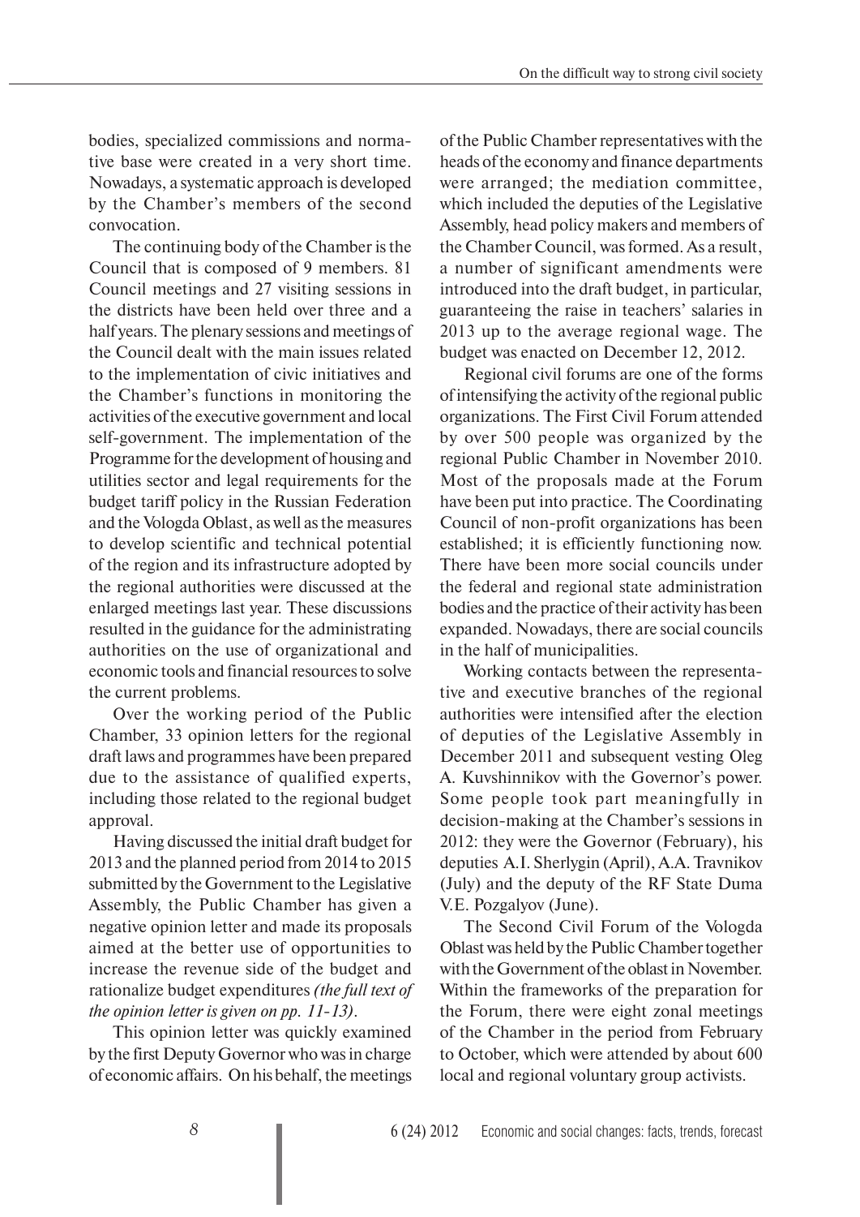bodies, specialized commissions and normative base were created in a very short time. Nowadays, a systematic approach is developed by the Chamber's members of the second convocation.

The continuing body of the Chamber is the Council that is composed of 9 members. 81 Council meetings and 27 visiting sessions in the districts have been held over three and a half years. The plenary sessions and meetings of the Council dealt with the main issues related to the implementation of civic initiatives and the Chamber's functions in monitoring the activities of the executive government and local self-government. The implementation of the Programme for the development of housing and utilities sector and legal requirements for the budget tariff policy in the Russian Federation and the Vologda Oblast, as well as the measures to develop scientific and technical potential of the region and its infrastructure adopted by the regional authorities were discussed at the enlarged meetings last year. These discussions resulted in the guidance for the administrating authorities on the use of organizational and economic tools and financial resources to solve the current problems.

Over the working period of the Public Chamber, 33 opinion letters for the regional draft laws and programmes have been prepared due to the assistance of qualified experts, including those related to the regional budget approval.

Having discussed the initial draft budget for 2013 and the planned period from 2014 to 2015 submitted by the Government to the Legislative Assembly, the Public Chamber has given a negative opinion letter and made its proposals aimed at the better use of opportunities to increase the revenue side of the budget and rationalize budget expenditures *(the full text of the opinion letter is given on pp. 11-13)*.

This opinion letter was quickly examined by the first Deputy Governor who was in charge of economic affairs. On his behalf, the meetings of the Public Chamber representatives with the heads of the economy and finance departments were arranged; the mediation committee, which included the deputies of the Legislative Assembly, head policy makers and members of the Chamber Council, was formed. As a result, a number of significant amendments were introduced into the draft budget, in particular, guaranteeing the raise in teachers' salaries in 2013 up to the average regional wage. The budget was enacted on December 12, 2012.

Regional civil forums are one of the forms of intensifying the activity of the regional public organizations. The First Civil Forum attended by over 500 people was organized by the regional Public Chamber in November 2010. Most of the proposals made at the Forum have been put into practice. The Coordinating Council of non-profit organizations has been established; it is efficiently functioning now. There have been more social councils under the federal and regional state administration bodies and the practice of their activity has been expanded. Nowadays, there are social councils in the half of municipalities.

Working contacts between the representative and executive branches of the regional authorities were intensified after the election of deputies of the Legislative Assembly in December 2011 and subsequent vesting Oleg A. Kuvshinnikov with the Governor's power. Some people took part meaningfully in decision-making at the Chamber's sessions in 2012: they were the Governor (February), his deputies A.I. Sherlygin (April), A.A. Travnikov (July) and the deputy of the RF State Duma V.E. Pozgalyov (June).

The Second Civil Forum of the Vologda Oblast was held by the Public Chamber together with the Government of the oblast in November. Within the frameworks of the preparation for the Forum, there were eight zonal meetings of the Chamber in the period from February to October, which were attended by about 600 local and regional voluntary group activists.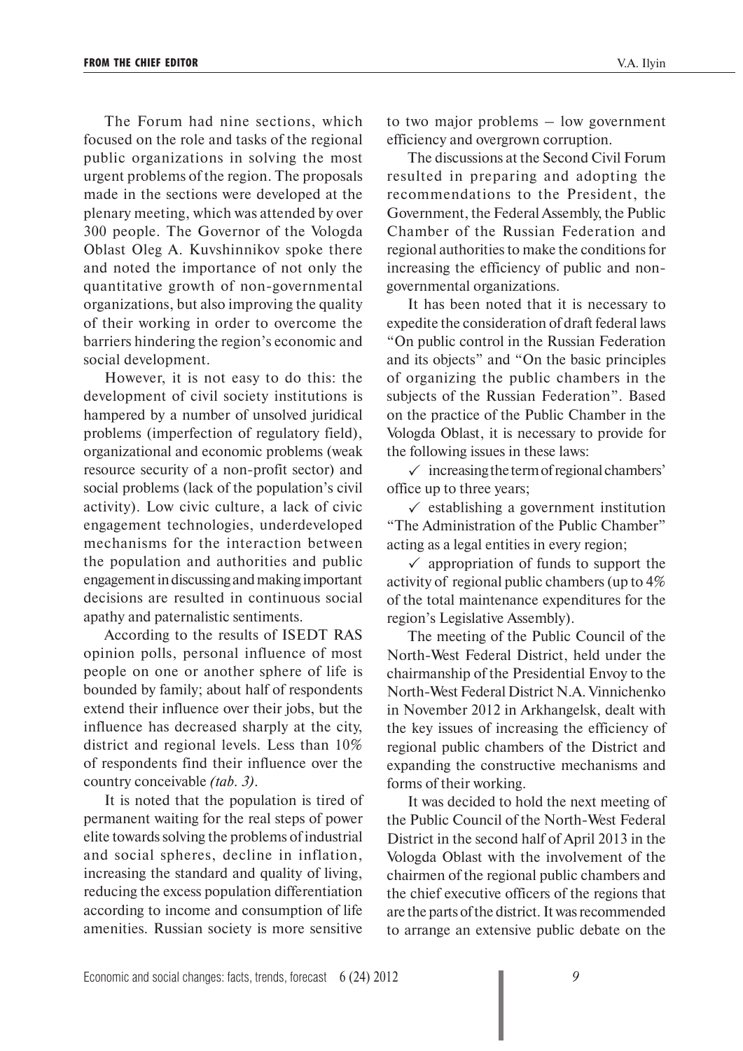The Forum had nine sections, which focused on the role and tasks of the regional public organizations in solving the most urgent problems of the region. The proposals made in the sections were developed at the plenary meeting, which was attended by over 300 people. The Governor of the Vologda Oblast Oleg A. Kuvshinnikov spoke there and noted the importance of not only the quantitative growth of non-governmental organizations, but also improving the quality of their working in order to overcome the barriers hindering the region's economic and social development.

However, it is not easy to do this: the development of civil society institutions is hampered by a number of unsolved juridical problems (imperfection of regulatory field), organizational and economic problems (weak resource security of a non-profit sector) and social problems (lack of the population's civil activity). Low civic culture, a lack of civic engagement technologies, underdeveloped mechanisms for the interaction between the population and authorities and public engagement in discussing and making important decisions are resulted in continuous social apathy and paternalistic sentiments.

According to the results of ISEDT RAS opinion polls, personal influence of most people on one or another sphere of life is bounded by family; about half of respondents extend their influence over their jobs, but the influence has decreased sharply at the city, district and regional levels. Less than 10% of respondents find their influence over the country conceivable *(tab. 3)*.

It is noted that the population is tired of permanent waiting for the real steps of power elite towards solving the problems of industrial and social spheres, decline in inflation, increasing the standard and quality of living, reducing the excess population differentiation according to income and consumption of life amenities. Russian society is more sensitive to two major problems – low government efficiency and overgrown corruption.

The discussions at the Second Civil Forum resulted in preparing and adopting the recommendations to the President, the Government, the Federal Assembly, the Public Chamber of the Russian Federation and regional authorities to make the conditions for increasing the efficiency of public and non-governmental organizations.

It has been noted that it is necessary to expedite the consideration of draft federal laws "On public control in the Russian Federation and its objects" and "On the basic principles of organizing the public chambers in the subjects of the Russian Federation". Based on the practice of the Public Chamber in the Vologda Oblast, it is necessary to provide for the following issues in these laws:

- ✓ increasing the term of regional chambers' office up to three years;
- ✓ establishing a government institution "The Administration of the Public Chamber" acting as a legal entities in every region;
- ✓ appropriation of funds to support the activity of regional public chambers (up to 4% of the total maintenance expenditures for the region's Legislative Assembly).

The meeting of the Public Council of the North-West Federal District, held under the chairmanship of the Presidential Envoy to the North-West Federal District N.A. Vinnichenko in November 2012 in Arkhangelsk, dealt with the key issues of increasing the efficiency of regional public chambers of the District and expanding the constructive mechanisms and forms of their working.

It was decided to hold the next meeting of the Public Council of the North-West Federal District in the second half of April 2013 in the Vologda Oblast with the involvement of the chairmen of the regional public chambers and the chief executive officers of the regions that are the parts of the district. It was recommended to arrange an extensive public debate on the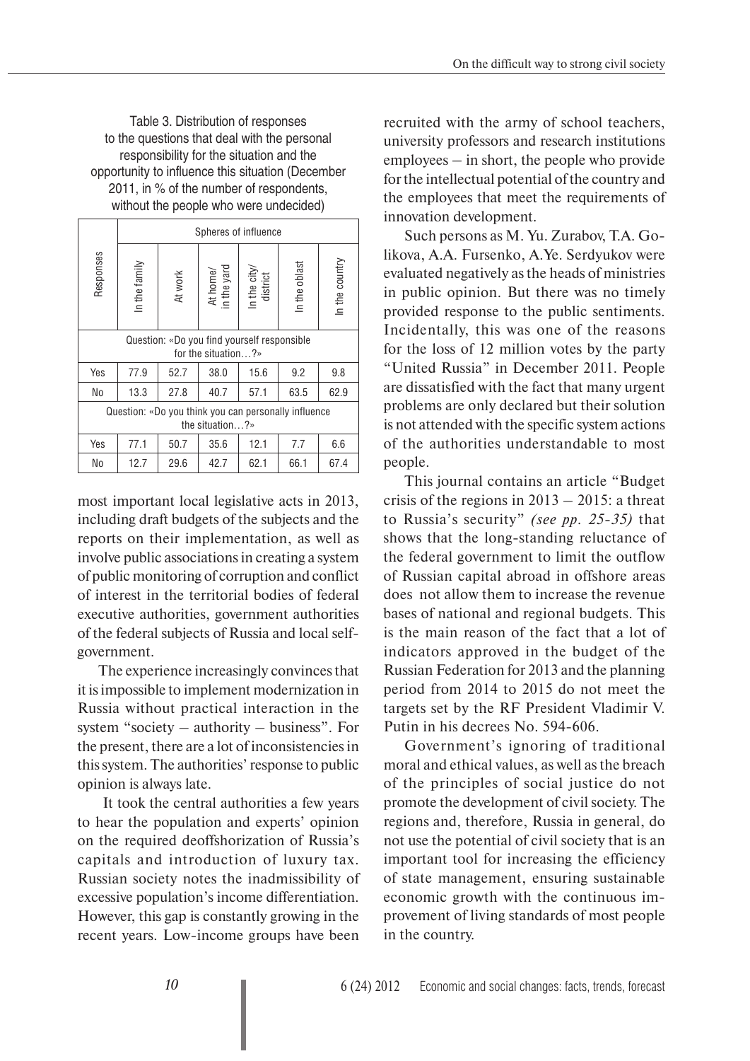Table 3. Distribution of responses to the questions that deal with the personal responsibility for the situation and the opportunity to influence this situation (December 2011, in % of the number of respondents, without the people who were undecided)

| Responses | Spheres of influence | | | | | |
|---|---|---|---|---|---|---|
| | In the family | At work | At home/ in the yard | In the city/ district | In the oblast | In the country |
| Question: «Do you find yourself responsible for the situation…?» | | | | | | |
| Yes | 77.9 | 52.7 | 38.0 | 15.6 | 9.2 | 9.8 |
| No | 13.3 | 27.8 | 40.7 | 57.1 | 63.5 | 62.9 |
| Question: «Do you think you can personally influence the situation…?» | | | | | | |
| Yes | 77.1 | 50.7 | 35.6 | 12.1 | 7.7 | 6.6 |
| No | 12.7 | 29.6 | 42.7 | 62.1 | 66.1 | 67.4 |

most important local legislative acts in 2013, including draft budgets of the subjects and the reports on their implementation, as well as involve public associations in creating a system of public monitoring of corruption and conflict of interest in the territorial bodies of federal executive authorities, government authorities of the federal subjects of Russia and local self-government.

The experience increasingly convinces that it is impossible to implement modernization in Russia without practical interaction in the system "society – authority – business". For the present, there are a lot of inconsistencies in this system. The authorities' response to public opinion is always late.

It took the central authorities a few years to hear the population and experts' opinion on the required deoffshorization of Russia's capitals and introduction of luxury tax. Russian society notes the inadmissibility of excessive population's income differentiation. However, this gap is constantly growing in the recent years. Low-income groups have been recruited with the army of school teachers, university professors and research institutions employees – in short, the people who provide for the intellectual potential of the country and the employees that meet the requirements of innovation development.

Such persons as M. Yu. Zurabov, T.A. Golikova, A.A. Fursenko, A.Ye. Serdyukov were evaluated negatively as the heads of ministries in public opinion. But there was no timely provided response to the public sentiments. Incidentally, this was one of the reasons for the loss of 12 million votes by the party "United Russia" in December 2011. People are dissatisfied with the fact that many urgent problems are only declared but their solution is not attended with the specific system actions of the authorities understandable to most people.

This journal contains an article "Budget crisis of the regions in 2013 – 2015: a threat to Russia's security" *(see pp. 25-35)* that shows that the long-standing reluctance of the federal government to limit the outflow of Russian capital abroad in offshore areas does not allow them to increase the revenue bases of national and regional budgets. This is the main reason of the fact that a lot of indicators approved in the budget of the Russian Federation for 2013 and the planning period from 2014 to 2015 do not meet the targets set by the RF President Vladimir V. Putin in his decrees No. 594-606.

Government's ignoring of traditional moral and ethical values, as well as the breach of the principles of social justice do not promote the development of civil society. The regions and, therefore, Russia in general, do not use the potential of civil society that is an important tool for increasing the efficiency of state management, ensuring sustainable economic growth with the continuous improvement of living standards of most people in the country.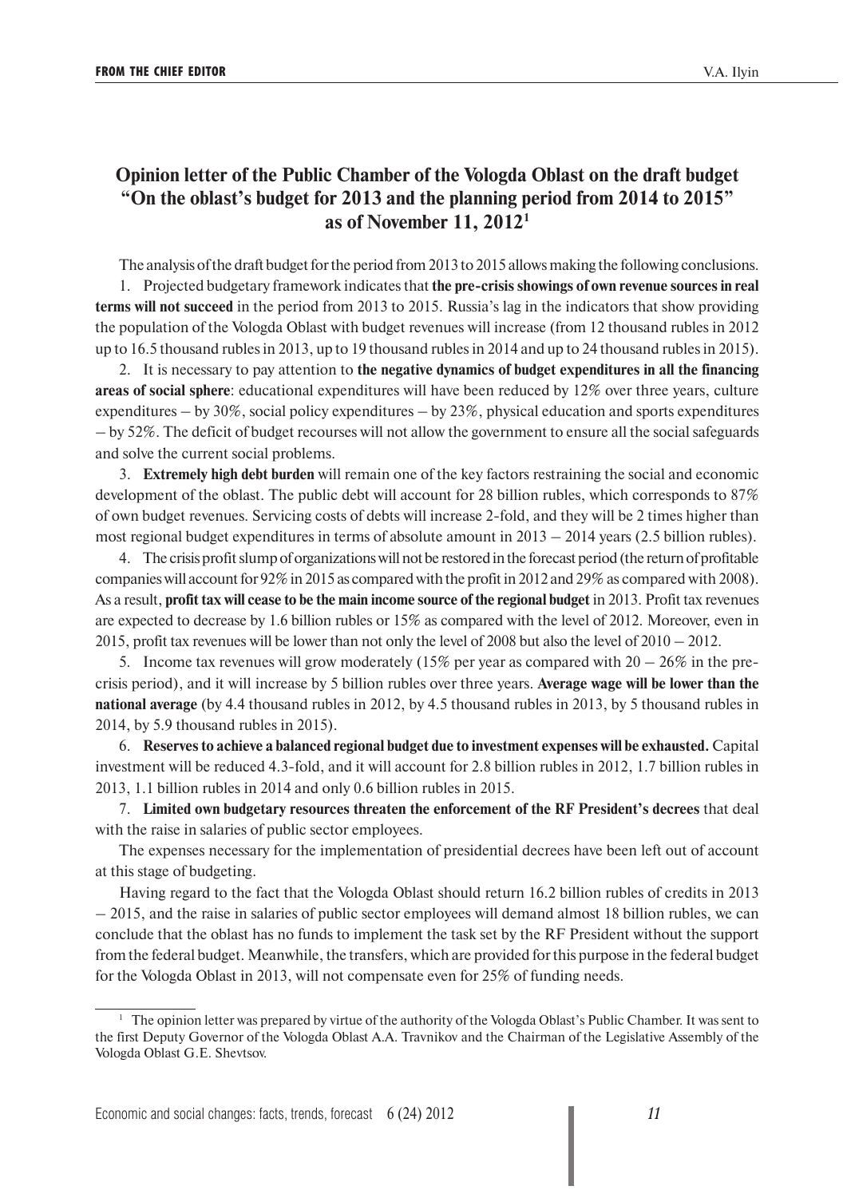## Opinion letter of the Public Chamber of the Vologda Oblast on the draft budget "On the oblast's budget for 2013 and the planning period from 2014 to 2015" as of November 11, 2012[1]

The analysis of the draft budget for the period from 2013 to 2015 allows making the following conclusions.

1. Projected budgetary framework indicates that **the pre-crisis showings of own revenue sources in real terms will not succeed** in the period from 2013 to 2015. Russia's lag in the indicators that show providing the population of the Vologda Oblast with budget revenues will increase (from 12 thousand rubles in 2012 up to 16.5 thousand rubles in 2013, up to 19 thousand rubles in 2014 and up to 24 thousand rubles in 2015).

2. It is necessary to pay attention to **the negative dynamics of budget expenditures in all the financing areas of social sphere**: educational expenditures will have been reduced by 12% over three years, culture expenditures – by 30%, social policy expenditures – by 23%, physical education and sports expenditures – by 52%. The deficit of budget recourses will not allow the government to ensure all the social safeguards and solve the current social problems.

3. **Extremely high debt burden** will remain one of the key factors restraining the social and economic development of the oblast. The public debt will account for 28 billion rubles, which corresponds to 87% of own budget revenues. Servicing costs of debts will increase 2-fold, and they will be 2 times higher than most regional budget expenditures in terms of absolute amount in 2013 – 2014 years (2.5 billion rubles).

4. The crisis profit slump of organizations will not be restored in the forecast period (the return of profitable companies will account for 92% in 2015 as compared with the profit in 2012 and 29% as compared with 2008). As a result, **profit tax will cease to be the main income source of the regional budget** in 2013. Profit tax revenues are expected to decrease by 1.6 billion rubles or 15% as compared with the level of 2012. Moreover, even in 2015, profit tax revenues will be lower than not only the level of 2008 but also the level of 2010 – 2012.

5. Income tax revenues will grow moderately (15% per year as compared with 20 – 26% in the pre-crisis period), and it will increase by 5 billion rubles over three years. **Average wage will be lower than the national average** (by 4.4 thousand rubles in 2012, by 4.5 thousand rubles in 2013, by 5 thousand rubles in 2014, by 5.9 thousand rubles in 2015).

6. **Reserves to achieve a balanced regional budget due to investment expenses will be exhausted.** Capital investment will be reduced 4.3-fold, and it will account for 2.8 billion rubles in 2012, 1.7 billion rubles in 2013, 1.1 billion rubles in 2014 and only 0.6 billion rubles in 2015.

7. **Limited own budgetary resources threaten the enforcement of the RF President's decrees** that deal with the raise in salaries of public sector employees.

The expenses necessary for the implementation of presidential decrees have been left out of account at this stage of budgeting.

Having regard to the fact that the Vologda Oblast should return 16.2 billion rubles of credits in 2013 – 2015, and the raise in salaries of public sector employees will demand almost 18 billion rubles, we can conclude that the oblast has no funds to implement the task set by the RF President without the support from the federal budget. Meanwhile, the transfers, which are provided for this purpose in the federal budget for the Vologda Oblast in 2013, will not compensate even for 25% of funding needs.

---

[1] The opinion letter was prepared by virtue of the authority of the Vologda Oblast's Public Chamber. It was sent to the first Deputy Governor of the Vologda Oblast A.A. Travnikov and the Chairman of the Legislative Assembly of the Vologda Oblast G.E. Shevtsov.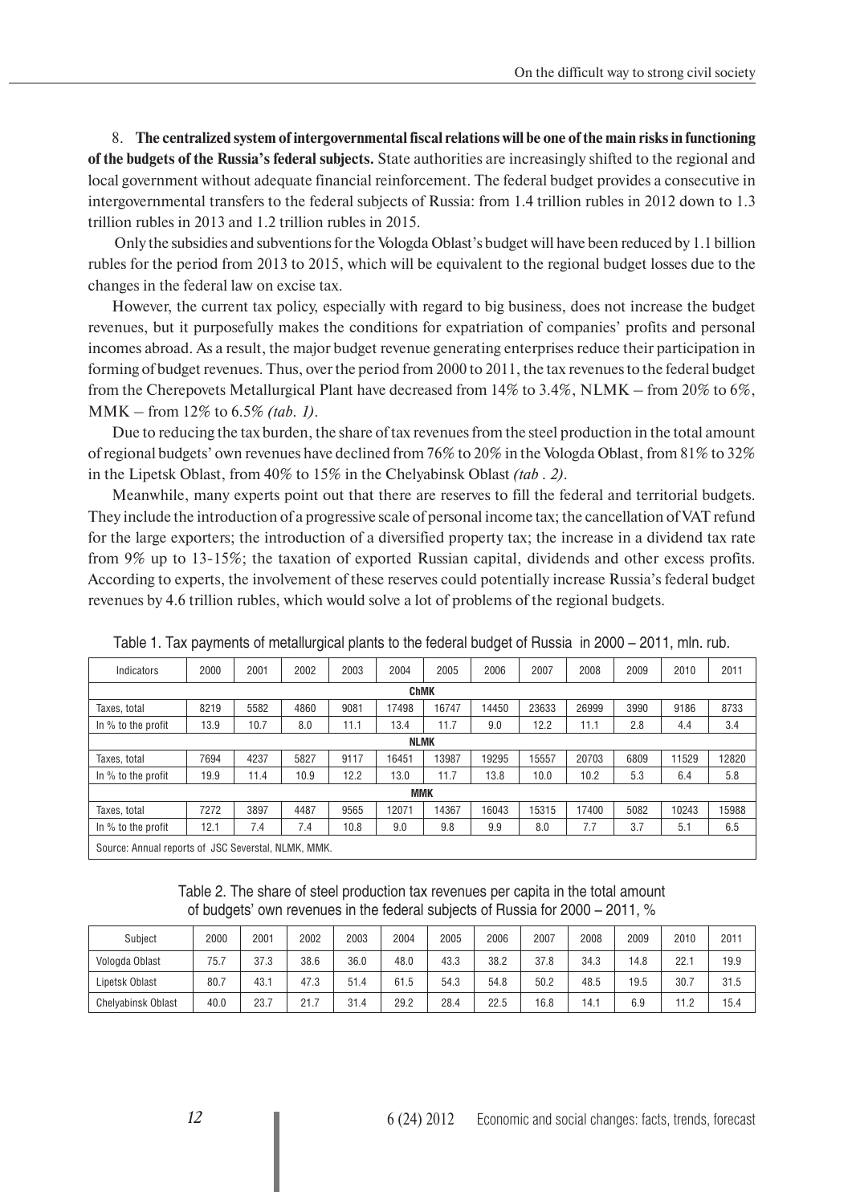8. **The centralized system of intergovernmental fiscal relations will be one of the main risks in functioning of the budgets of the Russia's federal subjects.** State authorities are increasingly shifted to the regional and local government without adequate financial reinforcement. The federal budget provides a consecutive in intergovernmental transfers to the federal subjects of Russia: from 1.4 trillion rubles in 2012 down to 1.3 trillion rubles in 2013 and 1.2 trillion rubles in 2015.

Only the subsidies and subventions for the Vologda Oblast's budget will have been reduced by 1.1 billion rubles for the period from 2013 to 2015, which will be equivalent to the regional budget losses due to the changes in the federal law on excise tax.

However, the current tax policy, especially with regard to big business, does not increase the budget revenues, but it purposefully makes the conditions for expatriation of companies' profits and personal incomes abroad. As a result, the major budget revenue generating enterprises reduce their participation in forming of budget revenues. Thus, over the period from 2000 to 2011, the tax revenues to the federal budget from the Cherepovets Metallurgical Plant have decreased from 14% to 3.4%, NLMK – from 20% to 6%, MMK – from 12% to 6.5% *(tab. 1)*.

Due to reducing the tax burden, the share of tax revenues from the steel production in the total amount of regional budgets' own revenues have declined from 76% to 20% in the Vologda Oblast, from 81% to 32% in the Lipetsk Oblast, from 40% to 15% in the Chelyabinsk Oblast *(tab . 2)*.

Meanwhile, many experts point out that there are reserves to fill the federal and territorial budgets. They include the introduction of a progressive scale of personal income tax; the cancellation of VAT refund for the large exporters; the introduction of a diversified property tax; the increase in a dividend tax rate from 9% up to 13-15%; the taxation of exported Russian capital, dividends and other excess profits. According to experts, the involvement of these reserves could potentially increase Russia's federal budget revenues by 4.6 trillion rubles, which would solve a lot of problems of the regional budgets.

Table 1. Tax payments of metallurgical plants to the federal budget of Russia in 2000 – 2011, mln. rub.

| Indicators | 2000 | 2001 | 2002 | 2003 | 2004 | 2005 | 2006 | 2007 | 2008 | 2009 | 2010 | 2011 |
|---|---|---|---|---|---|---|---|---|---|---|---|---|
| **ChMK** | | | | | | | | | | | | |
| Taxes, total | 8219 | 5582 | 4860 | 9081 | 17498 | 16747 | 14450 | 23633 | 26999 | 3990 | 9186 | 8733 |
| In % to the profit | 13.9 | 10.7 | 8.0 | 11.1 | 13.4 | 11.7 | 9.0 | 12.2 | 11.1 | 2.8 | 4.4 | 3.4 |
| **NLMK** | | | | | | | | | | | | |
| Taxes, total | 7694 | 4237 | 5827 | 9117 | 16451 | 13987 | 19295 | 15557 | 20703 | 6809 | 11529 | 12820 |
| In % to the profit | 19.9 | 11.4 | 10.9 | 12.2 | 13.0 | 11.7 | 13.8 | 10.0 | 10.2 | 5.3 | 6.4 | 5.8 |
| **MMK** | | | | | | | | | | | | |
| Taxes, total | 7272 | 3897 | 4487 | 9565 | 12071 | 14367 | 16043 | 15315 | 17400 | 5082 | 10243 | 15988 |
| In % to the profit | 12.1 | 7.4 | 7.4 | 10.8 | 9.0 | 9.8 | 9.9 | 8.0 | 7.7 | 3.7 | 5.1 | 6.5 |
| Source: Annual reports of JSC Severstal, NLMK, MMK. | | | | | | | | | | | | |

Table 2. The share of steel production tax revenues per capita in the total amount of budgets' own revenues in the federal subjects of Russia for 2000 – 2011, %

| Subject | 2000 | 2001 | 2002 | 2003 | 2004 | 2005 | 2006 | 2007 | 2008 | 2009 | 2010 | 2011 |
|---|---|---|---|---|---|---|---|---|---|---|---|---|
| Vologda Oblast | 75.7 | 37.3 | 38.6 | 36.0 | 48.0 | 43.3 | 38.2 | 37.8 | 34.3 | 14.8 | 22.1 | 19.9 |
| Lipetsk Oblast | 80.7 | 43.1 | 47.3 | 51.4 | 61.5 | 54.3 | 54.8 | 50.2 | 48.5 | 19.5 | 30.7 | 31.5 |
| Chelyabinsk Oblast | 40.0 | 23.7 | 21.7 | 31.4 | 29.2 | 28.4 | 22.5 | 16.8 | 14.1 | 6.9 | 11.2 | 15.4 |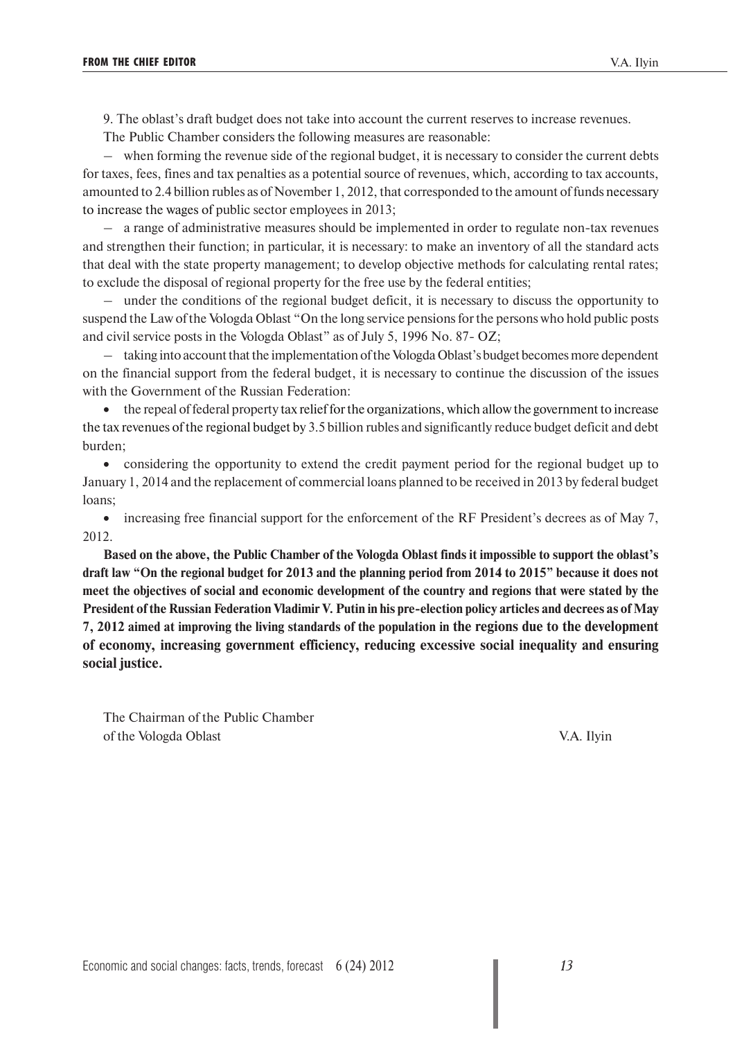9. The oblast's draft budget does not take into account the current reserves to increase revenues.

The Public Chamber considers the following measures are reasonable:

– when forming the revenue side of the regional budget, it is necessary to consider the current debts for taxes, fees, fines and tax penalties as a potential source of revenues, which, according to tax accounts, amounted to 2.4 billion rubles as of November 1, 2012, that corresponded to the amount of funds necessary to increase the wages of public sector employees in 2013;

– a range of administrative measures should be implemented in order to regulate non-tax revenues and strengthen their function; in particular, it is necessary: to make an inventory of all the standard acts that deal with the state property management; to develop objective methods for calculating rental rates; to exclude the disposal of regional property for the free use by the federal entities;

– under the conditions of the regional budget deficit, it is necessary to discuss the opportunity to suspend the Law of the Vologda Oblast "On the long service pensions for the persons who hold public posts and civil service posts in the Vologda Oblast" as of July 5, 1996 No. 87- OZ;

– taking into account that the implementation of the Vologda Oblast's budget becomes more dependent on the financial support from the federal budget, it is necessary to continue the discussion of the issues with the Government of the Russian Federation:

- the repeal of federal property tax relief for the organizations, which allow the government to increase the tax revenues of the regional budget by 3.5 billion rubles and significantly reduce budget deficit and debt burden;
- considering the opportunity to extend the credit payment period for the regional budget up to January 1, 2014 and the replacement of commercial loans planned to be received in 2013 by federal budget loans;
- increasing free financial support for the enforcement of the RF President's decrees as of May 7, 2012.

**Based on the above, the Public Chamber of the Vologda Oblast finds it impossible to support the oblast's draft law "On the regional budget for 2013 and the planning period from 2014 to 2015" because it does not meet the objectives of social and economic development of the country and regions that were stated by the President of the Russian Federation Vladimir V. Putin in his pre-election policy articles and decrees as of May 7, 2012 aimed at improving the living standards of the population in the regions due to the development of economy, increasing government efficiency, reducing excessive social inequality and ensuring social justice.**

The Chairman of the Public Chamber
of the Vologda Oblast V.A. Ilyin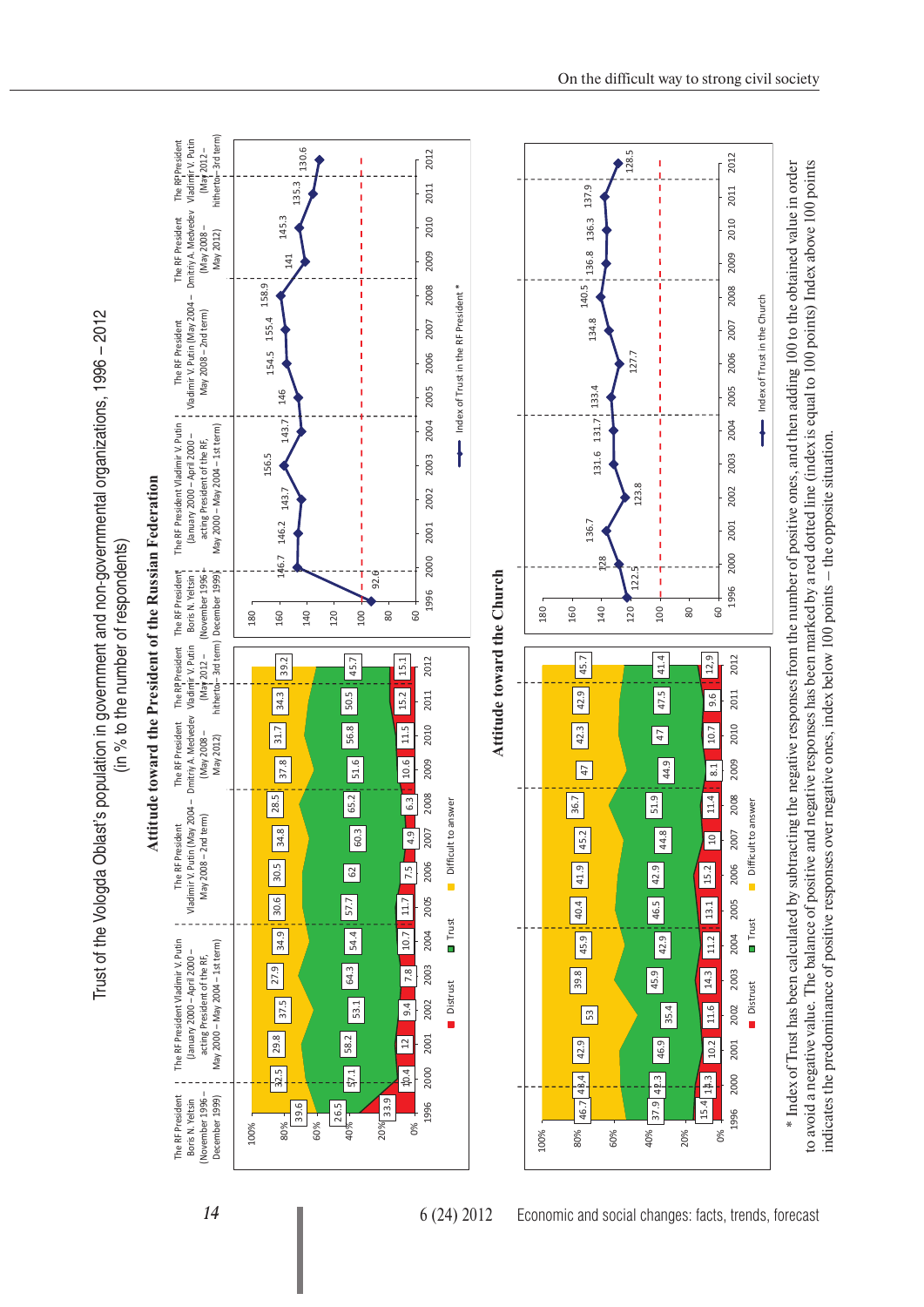# Trust of the Vologda Oblast's population in government and non-governmental organizations, 1996 – 2012

(in % to the number of respondents)

## Attitude toward the President of the Russian Federation

Periods: The RF President Boris N. Yeltsin (November 1996 – December 1999); The RF President Vladimir V. Putin (January 2000 – April 2000 – acting President of the RF, May 2000 – May 2004 – 1st term); The RF President Vladimir V. Putin (May 2004 – May 2008 – 2nd term); The RF President Dmitriy A. Medvedev (May 2008 – May 2012); The RF President Vladimir V. Putin (May 2012 – hitherto – 3rd term)

| | 1996 | 2000 | 2001 | 2002 | 2003 | 2004 | 2005 | 2006 | 2007 | 2008 | 2009 | 2010 | 2011 | 2012 |
|---|---|---|---|---|---|---|---|---|---|---|---|---|---|---|
| Distrust | 33.9 | 10.4 | 12 | 9.4 | 7.8 | 10.7 | 11.7 | 7.5 | 4.9 | 6.3 | 10.6 | 11.5 | 15.2 | 15.1 |
| Trust | 26.5 | 57.1 | 58.2 | 53.1 | 64.3 | 54.4 | 57.7 | 62 | 60.3 | 65.2 | 51.6 | 56.8 | 50.5 | 45.7 |
| Difficult to answer | 39.6 | 32.5 | 29.8 | 37.5 | 27.9 | 34.9 | 30.6 | 30.5 | 34.8 | 28.5 | 37.8 | 31.7 | 34.3 | 39.2 |
| Index of Trust in the RF President * | 92.6 | 146.7 | 146.2 | 143.7 | 156.5 | 143.7 | 146 | 154.5 | 155.4 | 158.9 | 141 | 145.3 | 135.3 | 130.6 |

## Attitude toward the Church

| | 1996 | 2000 | 2001 | 2002 | 2003 | 2004 | 2005 | 2006 | 2007 | 2008 | 2009 | 2010 | 2011 | 2012 |
|---|---|---|---|---|---|---|---|---|---|---|---|---|---|---|
| Distrust | 15.4 | 14.3 | 10.2 | 11.6 | 14.3 | 11.2 | 13.1 | 15.2 | 10 | 11.4 | 8.1 | 10.7 | 9.6 | 12,9 |
| Trust | 37.9 | 42.3 | 46.9 | 35.4 | 45.9 | 42.9 | 46.5 | 42.9 | 44.8 | 51.9 | 44.9 | 47 | 47.5 | 41.4 |
| Difficult to answer | 46.7 | 43.4 | 42.9 | 53 | 39.8 | 45.9 | 40.4 | 41.9 | 45.2 | 36.7 | 47 | 42.3 | 42.9 | 45.7 |
| Index of Trust in the Church | 122.5 | 128 | 136.7 | 123.8 | 131.6 | 131.7 | 133.4 | 127.7 | 134.8 | 140.5 | 136.8 | 136.3 | 137.9 | 128.5 |

\* Index of Trust has been calculated by subtracting the negative responses from the number of positive ones, and then adding 100 to the obtained value in order to avoid a negative value. The balance of positive and negative responses has been marked by a red dotted line (index is equal to 100 points) Index above 100 points indicates the predominance of positive responses over negative ones, index below 100 points – the opposite situation.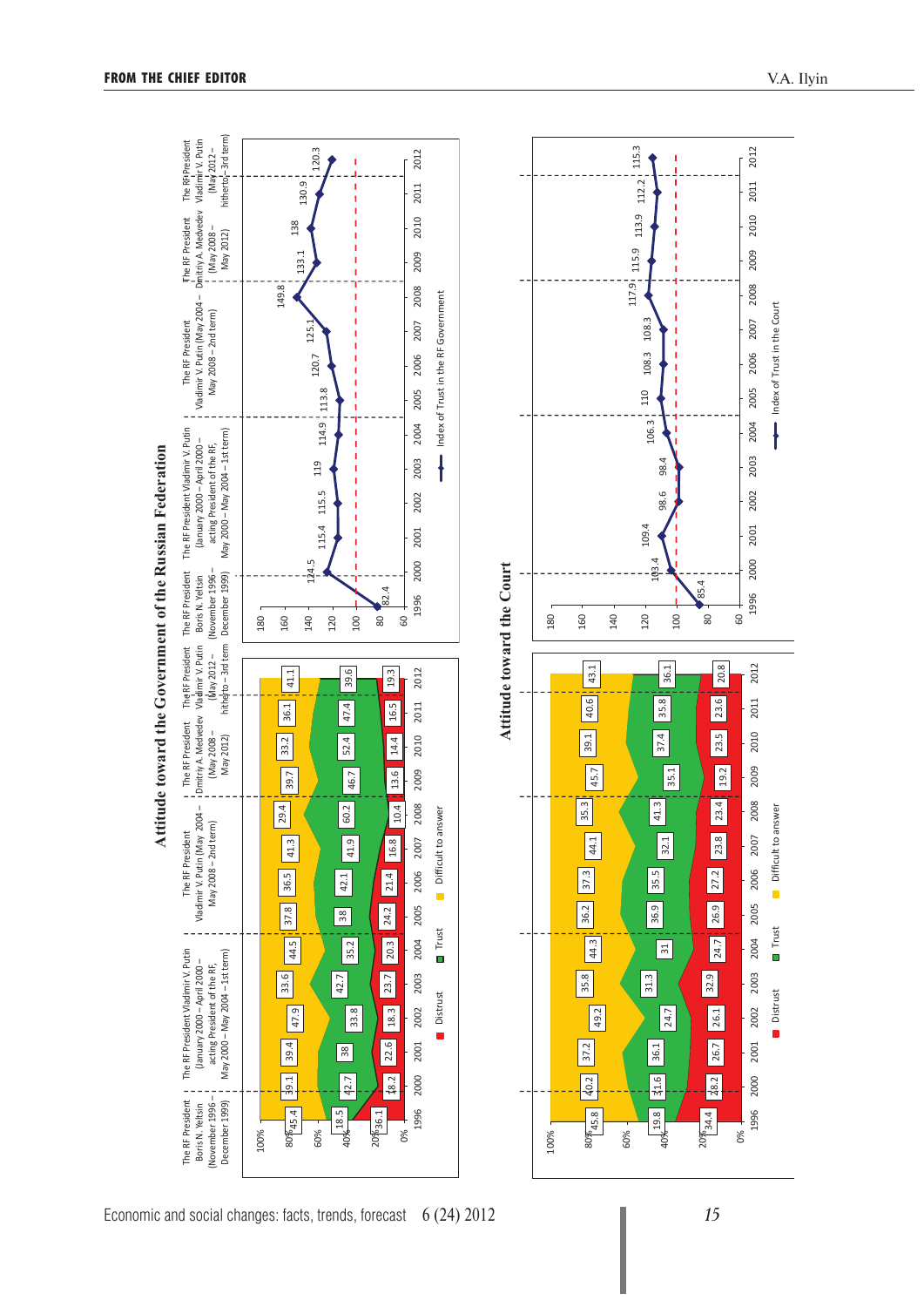# Attitude toward the Government of the Russian Federation

Periods:
- The RF President Boris N. Yeltsin (November 1996 – December 1999)
- The RF President Vladimir V. Putin (January 2000 – April 2000 – acting President of the RF, May 2000 – May 2004 – 1st term)
- The RF President Vladimir V. Putin (May 2004 – May 2008 – 2nd term)
- The RF President Dmitriy A. Medvedev (May 2008 – May 2012)
- The RF President Vladimir V. Putin (May 2012 – hitherto – 3rd term)

| Year | Distrust, % | Trust, % | Difficult to answer, % |
|---|---|---|---|
| 1996 | 36.1 | 18.5 | 45.4 |
| 2000 | 18.2 | 42.7 | 39.1 |
| 2001 | 22.6 | 38 | 39.4 |
| 2002 | 18.3 | 33.8 | 47.9 |
| 2003 | 23.7 | 42.7 | 33.6 |
| 2004 | 20.3 | 35.2 | 44.5 |
| 2005 | 24.2 | 38 | 37.8 |
| 2006 | 21.4 | 42.1 | 36.5 |
| 2007 | 16.8 | 41.9 | 41.3 |
| 2008 | 10.4 | 60.2 | 29.4 |
| 2009 | 13.6 | 46.7 | 39.7 |
| 2010 | 14.4 | 52.4 | 33.2 |
| 2011 | 16.5 | 47.4 | 36.1 |
| 2012 | 19.3 | 39.6 | 41.1 |

| Year | 1996 | 2000 | 2001 | 2002 | 2003 | 2004 | 2005 | 2006 | 2007 | 2008 | 2009 | 2010 | 2011 | 2012 |
|---|---|---|---|---|---|---|---|---|---|---|---|---|---|---|
| Index of Trust in the RF Government | 82.4 | 124.5 | 115.4 | 115.5 | 119 | 114.9 | 113.8 | 120.7 | 125.1 | 149.8 | 133.1 | 138 | 130.9 | 120.3 |

# Attitude toward the Court

| Year | Distrust, % | Trust, % | Difficult to answer, % |
|---|---|---|---|
| 1996 | 34.4 | 19.8 | 45.8 |
| 2000 | 28.2 | 31.6 | 40.2 |
| 2001 | 26.7 | 36.1 | 37.2 |
| 2002 | 26.1 | 24.7 | 49.2 |
| 2003 | 32.9 | 31.3 | 35.8 |
| 2004 | 24.7 | 31 | 44.3 |
| 2005 | 26.9 | 36.9 | 36.2 |
| 2006 | 27.2 | 35.5 | 37.3 |
| 2007 | 23.8 | 32.1 | 44.1 |
| 2008 | 23.4 | 41.3 | 35.3 |
| 2009 | 19.2 | 35.1 | 45.7 |
| 2010 | 23.5 | 37.4 | 39.1 |
| 2011 | 23.6 | 35.8 | 40.6 |
| 2012 | 20.8 | 36.1 | 43.1 |

| Year | 1996 | 2000 | 2001 | 2002 | 2003 | 2004 | 2005 | 2006 | 2007 | 2008 | 2009 | 2010 | 2011 | 2012 |
|---|---|---|---|---|---|---|---|---|---|---|---|---|---|---|
| Index of Trust in the Court | 85.4 | 103.4 | 109.4 | 98.6 | 98.4 | 106.3 | 110 | 108.3 | 108.3 | 117.9 | 115.9 | 113.9 | 112.2 | 115.3 |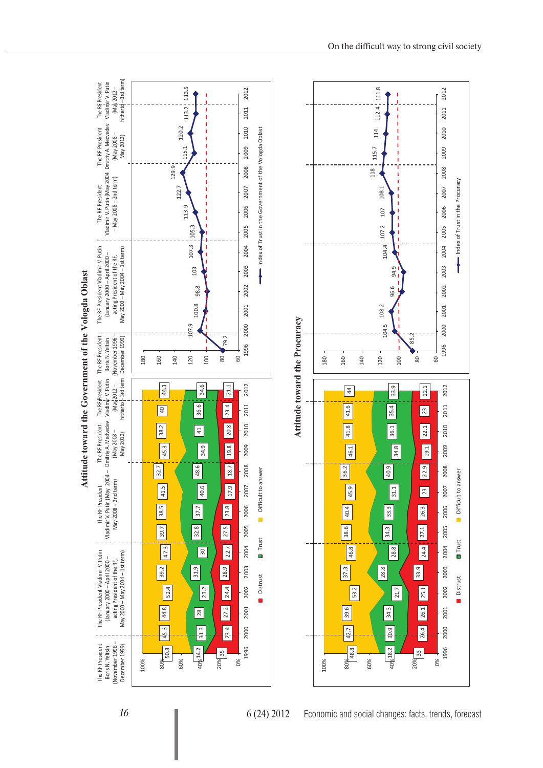## Attitude toward the Government of the Vologda Oblast

| Period | 1996 | 2000 | 2001 | 2002 | 2003 | 2004 | 2005 | 2006 | 2007 | 2008 | 2009 | 2010 | 2011 | 2012 |
|---|---|---|---|---|---|---|---|---|---|---|---|---|---|---|
| Distrust | 35 | 23.4 | 27.2 | 24.4 | 28.9 | 22.7 | 27.5 | 23.8 | 17.9 | 18.7 | 19.8 | 20.8 | 23.4 | 21.1 |
| Trust | 14.2 | 31.3 | 28 | 23.2 | 31.9 | 30 | 32.8 | 37.7 | 40.6 | 48.6 | 34.9 | 41 | 36.6 | 34.6 |
| Difficult to answer | 50.8 | 45.3 | 44.8 | 52.4 | 39.2 | 47.3 | 39.7 | 38.5 | 41.5 | 32.7 | 45.3 | 38.2 | 40 | 44.3 |
| Index of Trust in the Government of the Vologda Oblast | 79.2 | 107.9 | 100.8 | 98.8 | 103 | 107.3 | 105.3 | 113.9 | 122.7 | 129.9 | 115.1 | 120.2 | 113.2 | 113.5 |

Periods: The RF President Boris N. Yeltsin (November 1996 – December 1999); The RF President Vladimir V. Putin (January 2000 – April 2000 – acting President of the RF, May 2000 – May 2004 – 1st term); The RF President Vladimir V. Putin (May 2004 – May 2008 – 2nd term); The RF President Dmitriy A. Medvedev (May 2008 – May 2012); The RF President Vladimir V. Putin (May 2012 – hitherto – 3rd term)

## Attitude toward the Procuracy

| Period | 1996 | 2000 | 2001 | 2002 | 2003 | 2004 | 2005 | 2006 | 2007 | 2008 | 2009 | 2010 | 2011 | 2012 |
|---|---|---|---|---|---|---|---|---|---|---|---|---|---|---|
| Distrust | 33 | 26.4 | 26.1 | 25.1 | 33.9 | 24.4 | 27.1 | 26.3 | 23 | 22.9 | 19.1 | 22.1 | 23 | 22.1 |
| Trust | 18.2 | 30.9 | 34.3 | 21.7 | 28.8 | 28.8 | 34.3 | 33.3 | 31.1 | 40.9 | 34.8 | 36.1 | 35.4 | 33.9 |
| Difficult to answer | 48.8 | 42.7 | 39.6 | 53.2 | 37.3 | 46.8 | 38.6 | 40.4 | 45.9 | 36.2 | 46.1 | 41.8 | 41.6 | 44 |
| Index of Trust in the Procuracy | 85.2 | 104.5 | 108.2 | 96.6 | 94.9 | 104.4 | 107.2 | 107 | 108.1 | 118 | 115.7 | 114 | 112.4 | 111.8 |

Periods: The RF President Boris N. Yeltsin (November 1996 – December 1999); The RF President Vladimir V. Putin (January 2000 – April 2000 – acting President of the RF, May 2000 – May 2004 – 1st term); The RF President Vladimir V. Putin (May 2004 – May 2008 – 2nd term); The RF President Dmitriy A. Medvedev (May 2008 – May 2012); The RF President Vladimir V. Putin (May 2012 – hitherto – 3rd term)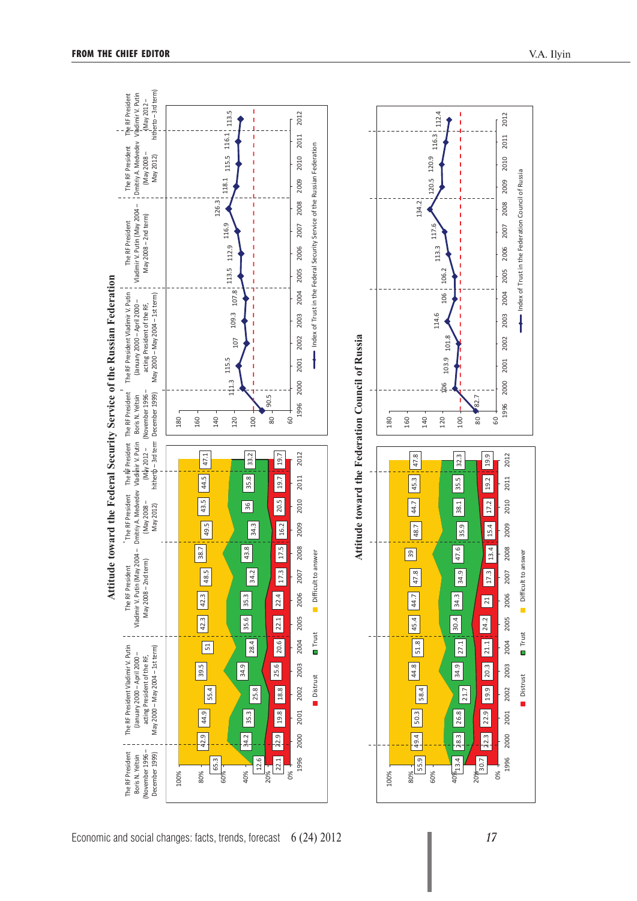## Attitude toward the Federal Security Service of the Russian Federation

Periods: The RF President Boris N. Yeltsin (November 1996 – December 1999); The RF President Vladimir V. Putin (January 2000 – April 2000 – acting President of the RF, May 2000 – May 2004 – 1st term); The RF President Vladimir V. Putin (May 2004 – May 2008 – 2nd term); The RF President Dmitriy A. Medvedev (May 2008 – May 2012); The RF President Vladimir V. Putin (May 2012 – hitherto – 3rd term)

| Year | 1996 | 2000 | 2001 | 2002 | 2003 | 2004 | 2005 | 2006 | 2007 | 2008 | 2009 | 2010 | 2011 | 2012 |
|---|---|---|---|---|---|---|---|---|---|---|---|---|---|---|
| Distrust | 22.1 | 22.9 | 19.8 | 18.8 | 25.6 | 20.6 | 22.1 | 22.4 | 17.3 | 17.5 | 16.2 | 20.5 | 19.7 | 19.7 |
| Trust | 12.6 | 34.2 | 35.3 | 25.8 | 34.9 | 28.4 | 35.6 | 35.3 | 34.2 | 43.8 | 34.3 | 36 | 35.8 | 33.2 |
| Difficult to answer | 65.3 | 42.9 | 44.9 | 55.4 | 39.5 | 51 | 42.3 | 42.3 | 48.5 | 38.7 | 49.5 | 43.5 | 44.5 | 47.1 |
| Index of Trust in the Federal Security Service of the Russian Federation | 90.5 | 111.3 | 115.5 | 107 | 109.3 | 107.8 | 113.5 | 112.9 | 116.9 | 126.3 | 118.1 | 115.5 | 116.1 | 113.5 |

## Attitude toward the Federation Council of Russia

| Year | 1996 | 2000 | 2001 | 2002 | 2003 | 2004 | 2005 | 2006 | 2007 | 2008 | 2009 | 2010 | 2011 | 2012 |
|---|---|---|---|---|---|---|---|---|---|---|---|---|---|---|
| Distrust | 30.7 | 22.3 | 22.9 | 19.9 | 20.3 | 21.1 | 24.2 | 21 | 17.3 | 13.4 | 15.4 | 17.2 | 19.2 | 19.9 |
| Trust | 13.4 | 28.3 | 26.8 | 21.7 | 34.9 | 27.1 | 30.4 | 34.3 | 34.9 | 47.6 | 35.9 | 38.1 | 35.5 | 32.3 |
| Difficult to answer | 55.9 | 49.4 | 50.3 | 58.4 | 44.8 | 51.8 | 45.4 | 44.7 | 47.8 | 39 | 48.7 | 44.7 | 45.3 | 47.8 |
| Index of Trust in the Federation Council of Russia | 82.7 | 106 | 103.9 | 101.8 | 114.6 | 106 | 106.2 | 113.3 | 117.6 | 134.2 | 120.5 | 120.9 | 116.3 | 112.4 |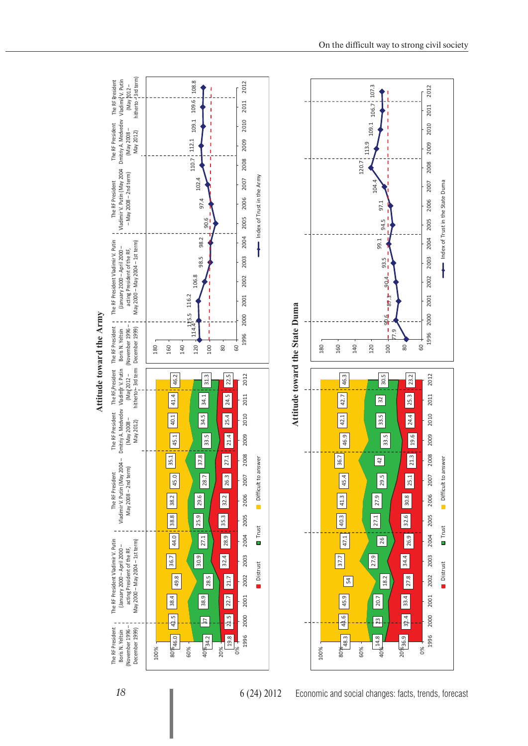## Attitude toward the Army

Periods: The RF President Boris N. Yeltsin (November 1996 – December 1999); The RF President Vladimir V. Putin (January 2000 – April 2000 – acting President of the RF, May 2000 – May 2004 – 1st term); The RF President Vladimir V. Putin (May 2004 – May 2008 – 2nd term); The RF President Dmitriy A. Medvedev (May 2008 – May 2012); The RF President Vladimir V. Putin (May 2012 – hitherto – 3rd term)

| | 1996 | 2000 | 2001 | 2002 | 2003 | 2004 | 2005 | 2006 | 2007 | 2008 | 2009 | 2010 | 2011 | 2012 |
|---|---|---|---|---|---|---|---|---|---|---|---|---|---|---|
| Distrust | 19.8 | 21.5 | 22.7 | 21.7 | 32.4 | 28.9 | 35.3 | 32.2 | 26.3 | 27.1 | 21.4 | 25.4 | 24.5 | 22.5 |
| Trust | 34.2 | 37 | 38.9 | 28.5 | 30.9 | 27.1 | 25.9 | 29.6 | 28.7 | 37.8 | 33.5 | 34.5 | 34.1 | 31.3 |
| Difficult to answer | 46.0 | 41.5 | 38.4 | 49.8 | 36.7 | 44.0 | 38.8 | 38.2 | 45.0 | 35.1 | 45.1 | 40.1 | 41.4 | 46.2 |
| Index of Trust in the Army | 114.4 | 115.5 | 116.2 | 106.8 | 98.5 | 98.2 | 90.6 | 97.4 | 102.4 | 110.7 | 112.1 | 109.1 | 109.6 | 108.8 |

## Attitude toward the State Duma

| | 1996 | 2000 | 2001 | 2002 | 2003 | 2004 | 2005 | 2006 | 2007 | 2008 | 2009 | 2010 | 2011 | 2012 |
|---|---|---|---|---|---|---|---|---|---|---|---|---|---|---|
| Distrust | 36.9 | 32.4 | 33.4 | 27.8 | 34.4 | 26.9 | 32.6 | 30.8 | 25.1 | 21.3 | 19.6 | 24.4 | 25.3 | 23.2 |
| Trust | 14.8 | 23 | 20.7 | 18.2 | 27.9 | 26 | 27.1 | 27.9 | 29.5 | 42 | 33.5 | 33.5 | 32 | 30.5 |
| Difficult to answer | 48.3 | 44.6 | 45.9 | 54 | 37.7 | 47.1 | 40.3 | 41.3 | 45.4 | 36.7 | 46.9 | 42.1 | 42.7 | 46.3 |
| Index of Trust in the State Duma | 77.9 | 90.6 | 87.3 | 90.4 | 93.5 | 99.1 | 94.5 | 97.1 | 104.4 | 120.7 | 113.9 | 109.1 | 106.7 | 107.3 |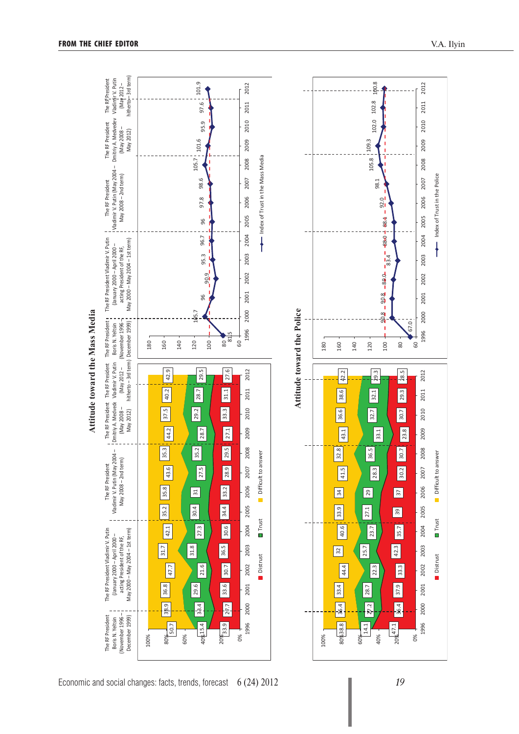## Attitude toward the Mass Media

| | 1996 | 2000 | 2001 | 2002 | 2003 | 2004 | 2005 | 2006 | 2007 | 2008 | 2009 | 2010 | 2011 | 2012 |
|---|---|---|---|---|---|---|---|---|---|---|---|---|---|---|
| Difficult to answer | 50.7 | 38.9 | 36.8 | 47.7 | 31.7 | 42.1 | 35.2 | 35.8 | 43.6 | 35.3 | 44.2 | 37.5 | 40.2 | 42.9 |
| Trust | 15.4 | 33.4 | 29.6 | 21.6 | 31.8 | 27.3 | 30.4 | 31 | 27.5 | 35.2 | 28.7 | 29.2 | 28.7 | 29.5 |
| Distrust | 33.9 | 27.7 | 33.6 | 30.7 | 36.5 | 30.6 | 34.4 | 33.2 | 28.9 | 29.5 | 27.1 | 33.3 | 31.1 | 27.6 |

| | 1996 | 2000 | 2001 | 2002 | 2003 | 2004 | 2005 | 2006 | 2007 | 2008 | 2009 | 2010 | 2011 | 2012 |
|---|---|---|---|---|---|---|---|---|---|---|---|---|---|---|
| Index of Trust in the Mass Media | 81.5 | 105.7 | 96 | 90.9 | 95.3 | 96.7 | 96 | 97.8 | 98.6 | 105.7 | 101.6 | 95.9 | 97.6 | 101.9 |

Periods: The RF President Boris N. Yeltsin (November 1996 – December 1999); The RF President Vladimir V. Putin (January 2000 – April 2000 – acting President of the RF, May 2000 – May 2004 – 1st term); The RF President Vladimir V. Putin (May 2004 – May 2008 – 2nd term); The RF President Dmitriy A. Medvedev (May 2008 – May 2012); The RF President Vladimir V. Putin (May 2012 – hitherto – 3rd term)

## Attitude toward the Police

| | 1996 | 2000 | 2001 | 2002 | 2003 | 2004 | 2005 | 2006 | 2007 | 2008 | 2009 | 2010 | 2011 | 2012 |
|---|---|---|---|---|---|---|---|---|---|---|---|---|---|---|
| Difficult to answer | 38.8 | 36.4 | 33.4 | 44.4 | 32 | 40.6 | 33.9 | 34 | 41.5 | 32.8 | 43.1 | 36.6 | 38.6 | 42.2 |
| Trust | 14.1 | 27.2 | 28.7 | 22.3 | 25.7 | 23.7 | 27.1 | 29 | 28.3 | 36.5 | 33.1 | 32.7 | 32.1 | 29.3 |
| Distrust | 47.1 | 36.4 | 37.9 | 33.3 | 42.3 | 35.7 | 39 | 37 | 30.2 | 30.7 | 23.8 | 30.7 | 29.3 | 28.5 |

| | 1996 | 2000 | 2001 | 2002 | 2003 | 2004 | 2005 | 2006 | 2007 | 2008 | 2009 | 2010 | 2011 | 2012 |
|---|---|---|---|---|---|---|---|---|---|---|---|---|---|---|
| Index of Trust in the Police | 67.0 | 90.8 | 90.8 | 89.0 | 83.4 | 88.0 | 88.1 | 92.0 | 98.1 | 105.8 | 109.3 | 102.0 | 102.8 | 100.8 |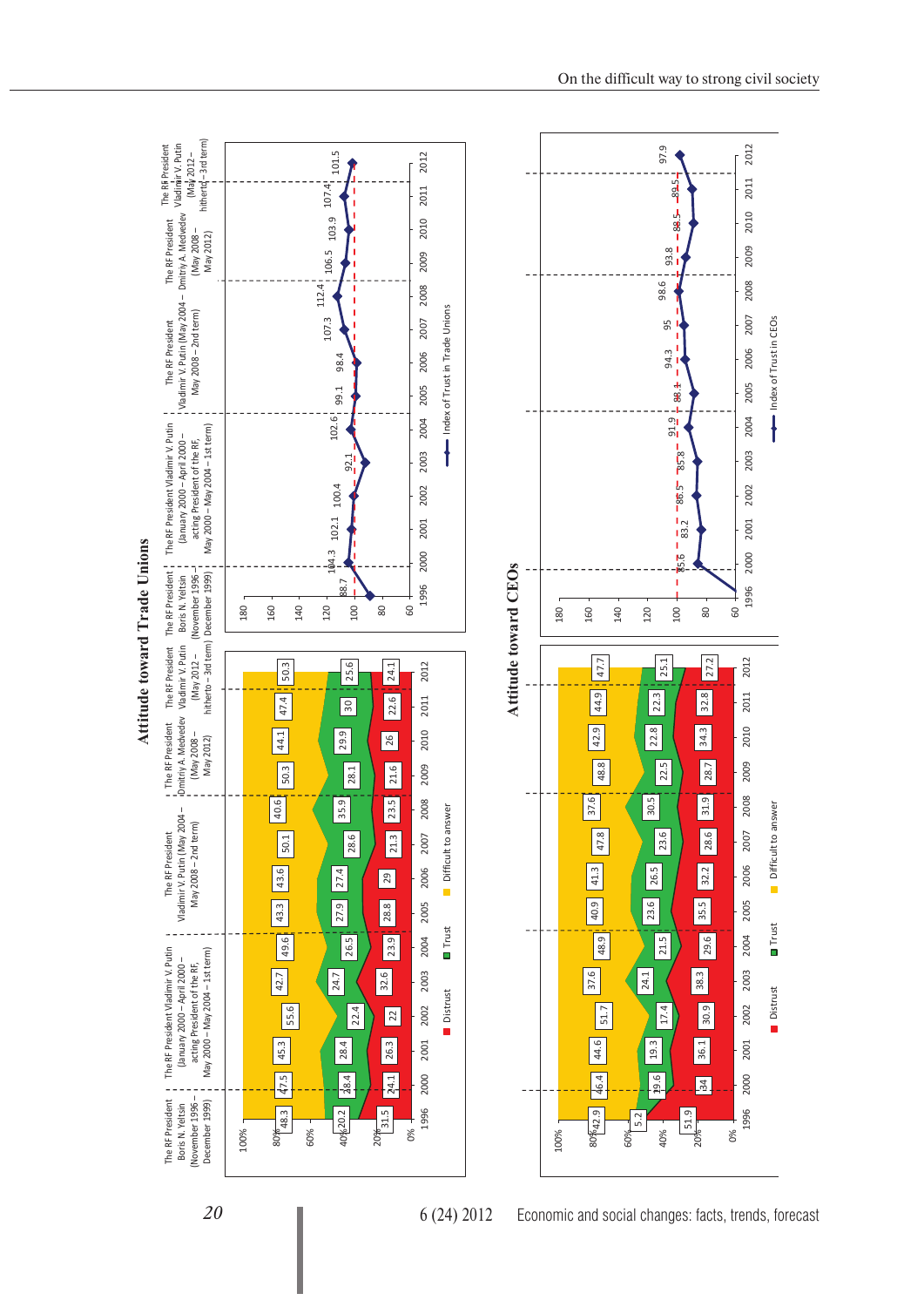## Attitude toward Trade Unions

Periods: The RF President Boris N. Yeltsin (November 1996 – December 1999); The RF President Vladimir V. Putin (January 2000 – April 2000 – acting President of the RF, May 2000 – May 2004 – 1st term); The RF President Vladimir V. Putin (May 2004 – May 2008 – 2nd term); The RF President Dmitriy A. Medvedev (May 2008 – May 2012); The RF President Vladimir V. Putin (May 2012 – hitherto – 3rd term)

| Year | 1996 | 2000 | 2001 | 2002 | 2003 | 2004 | 2005 | 2006 | 2007 | 2008 | 2009 | 2010 | 2011 | 2012 |
|---|---|---|---|---|---|---|---|---|---|---|---|---|---|---|
| Distrust | 31.5 | 24.1 | 26.3 | 22 | 32.6 | 23.9 | 28.8 | 29 | 21.3 | 23.5 | 21.6 | 26 | 22.6 | 24.1 |
| Trust | 20.2 | 28.4 | 28.4 | 22.4 | 24.7 | 26.5 | 27.9 | 27.4 | 28.6 | 35.9 | 28.1 | 29.9 | 30 | 25.6 |
| Difficult to answer | 48.3 | 47.5 | 45.3 | 55.6 | 42.7 | 49.6 | 43.3 | 43.6 | 50.1 | 40.6 | 50.3 | 44.1 | 47.4 | 50.3 |
| Index of Trust in Trade Unions | 88.7 | 104.3 | 102.1 | 100.4 | 92.1 | 102.6 | 99.1 | 98.4 | 107.3 | 112.4 | 106.5 | 103.9 | 107.4 | 101.5 |

## Attitude toward CEOs

| Year | 1996 | 2000 | 2001 | 2002 | 2003 | 2004 | 2005 | 2006 | 2007 | 2008 | 2009 | 2010 | 2011 | 2012 |
|---|---|---|---|---|---|---|---|---|---|---|---|---|---|---|
| Distrust | 51.9 | 34 | 36.1 | 30.9 | 38.3 | 29.6 | 35.5 | 32.2 | 28.6 | 31.9 | 28.7 | 34.3 | 32.8 | 27.2 |
| Trust | 5.2 | 19.6 | 19.3 | 17.4 | 24.1 | 21.5 | 23.6 | 26.5 | 23.6 | 30.5 | 22.5 | 22.8 | 22.3 | 25.1 |
| Difficult to answer | 42.9 | 46.4 | 44.6 | 51.7 | 37.6 | 48.9 | 40.9 | 41.3 | 47.8 | 37.6 | 48.8 | 42.9 | 44.9 | 47.7 |
| Index of Trust in CEOs | | 85.6 | 83.2 | 86.5 | 85.8 | 91.9 | 88.1 | 94.3 | 95 | 98.6 | 93.8 | 88.5 | 89.5 | 97.9 |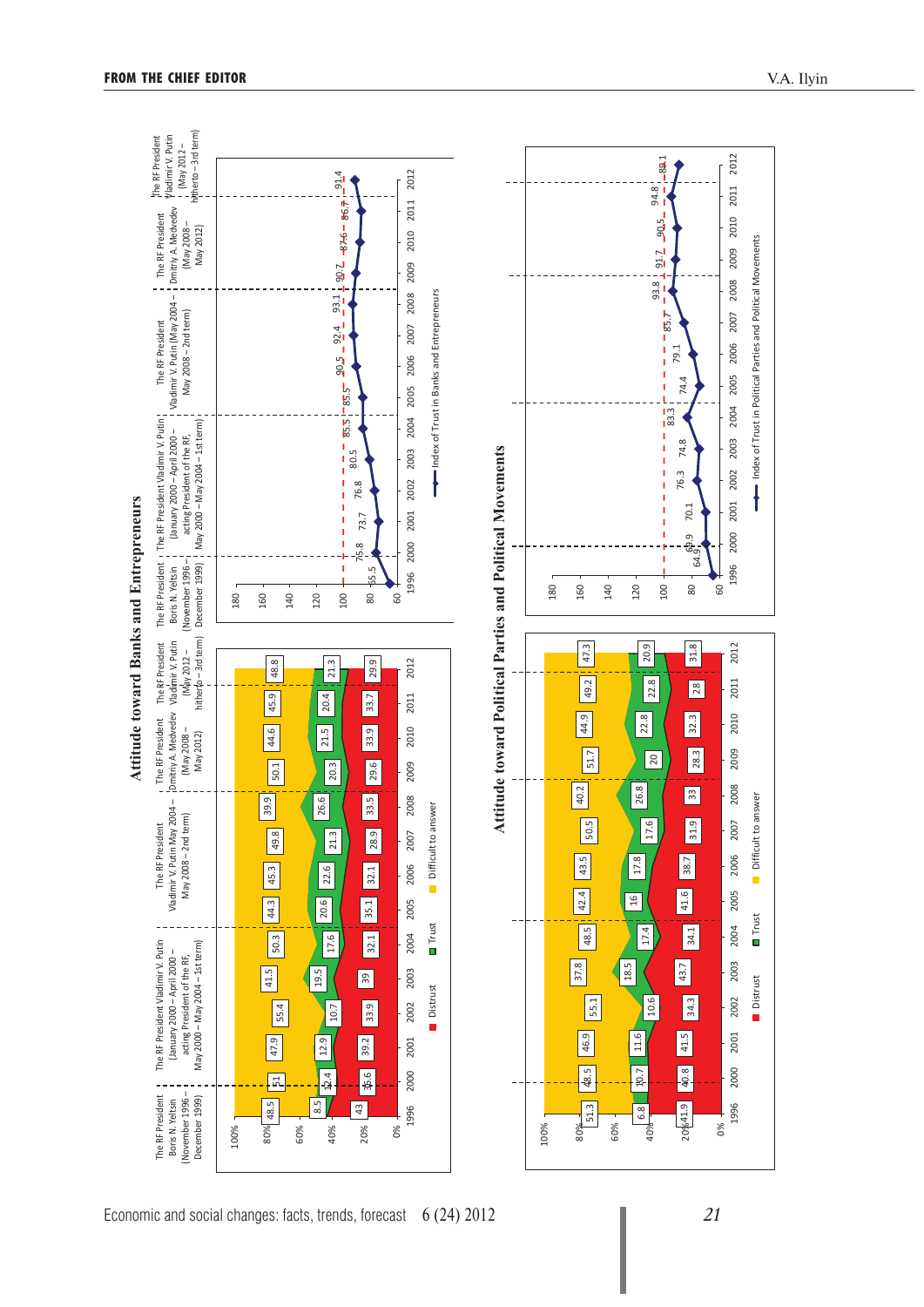## Attitude toward Banks and Entrepreneurs

Periods:
- The RF President Boris N. Yeltsin (November 1996 – December 1999)
- The RF President Vladimir V. Putin (January 2000 – April 2000 – acting President of the RF, May 2000 – May 2004 – 1st term)
- The RF President Vladimir V. Putin (May 2004 – May 2008 – 2nd term)
- The RF President Dmitry A. Medvedev (May 2008 – May 2012)
- The RF President Vladimir V. Putin (May 2012 – hitherto – 3rd term)

| | 1996 | 2000 | 2001 | 2002 | 2003 | 2004 | 2005 | 2006 | 2007 | 2008 | 2009 | 2010 | 2011 | 2012 |
|---|---|---|---|---|---|---|---|---|---|---|---|---|---|---|
| Distrust | 43 | 36.6 | 39.2 | 33.9 | 39 | 32.1 | 35.1 | 32.1 | 28.9 | 33.5 | 29.6 | 33.9 | 33.7 | 29.9 |
| Trust | 8.5 | 12.4 | 12.9 | 10.7 | 19.5 | 17.6 | 20.6 | 22.6 | 21.3 | 26.6 | 20.3 | 21.5 | 20.4 | 21.3 |
| Difficult to answer | 48.5 | 51 | 47.9 | 55.4 | 41.5 | 50.3 | 44.3 | 45.3 | 49.8 | 39.9 | 50.1 | 44.6 | 45.9 | 48.8 |
| Index of Trust in Banks and Entrepreneurs | 65.5 | 75.8 | 73.7 | 76.8 | 80.5 | 85.5 | 85.5 | 90.5 | 92.4 | 93.1 | 90.7 | 87.6 | 86.7 | 91.4 |

## Attitude toward Political Parties and Political Movements

| | 1996 | 2000 | 2001 | 2002 | 2003 | 2004 | 2005 | 2006 | 2007 | 2008 | 2009 | 2010 | 2011 | 2012 |
|---|---|---|---|---|---|---|---|---|---|---|---|---|---|---|
| Distrust | 41.9 | 40.8 | 41.5 | 34.3 | 43.7 | 34.1 | 41.6 | 38.7 | 31.9 | 33 | 28.3 | 32.3 | 28 | 31.8 |
| Trust | 6.8 | 10.7 | 11.6 | 10.6 | 18.5 | 17.4 | 16 | 17.8 | 17.6 | 26.8 | 20 | 22.8 | 22.8 | 20.9 |
| Difficult to answer | 51.3 | 48.5 | 46.9 | 55.1 | 37.8 | 48.5 | 42.4 | 43.5 | 50.5 | 40.2 | 51.7 | 44.9 | 49.2 | 47.3 |
| Index of Trust in Political Parties and Political Movements | 64.9 | 69.9 | 70.1 | 76.3 | 74.8 | 83.3 | 74.4 | 79.1 | 85.7 | 93.8 | 91.7 | 90.5 | 94.8 | 89.1 |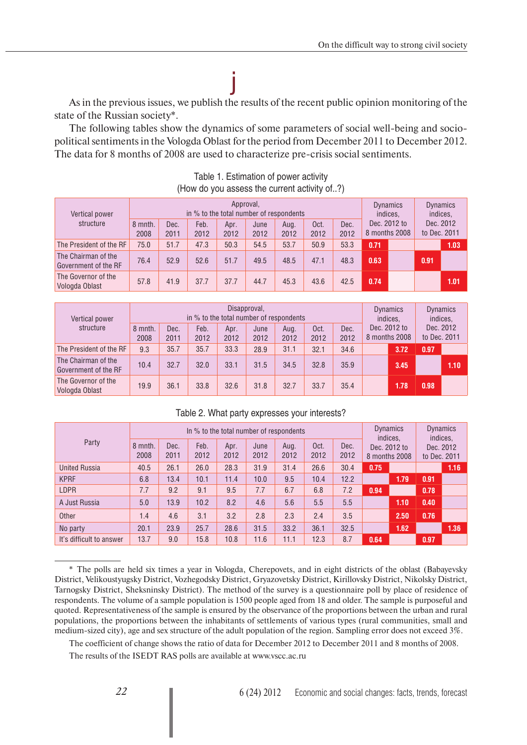As in the previous issues, we publish the results of the recent public opinion monitoring of the state of the Russian society*.

The following tables show the dynamics of some parameters of social well-being and socio-political sentiments in the Vologda Oblast for the period from December 2011 to December 2012. The data for 8 months of 2008 are used to characterize pre-crisis social sentiments.

Table 1. Estimation of power activity
(How do you assess the current activity of..?)

| Vertical power structure | Approval, in % to the total number of respondents | | | | | | | | Dynamics indices, Dec. 2012 to 8 months 2008 | Dynamics indices, Dec. 2012 to Dec. 2011 |
|---|---|---|---|---|---|---|---|---|---|---|
| | 8 mnth. 2008 | Dec. 2011 | Feb. 2012 | Apr. 2012 | June 2012 | Aug. 2012 | Oct. 2012 | Dec. 2012 | | |
| The President of the RF | 75.0 | 51.7 | 47.3 | 50.3 | 54.5 | 53.7 | 50.9 | 53.3 | 0.71 | 1.03 |
| The Chairman of the Government of the RF | 76.4 | 52.9 | 52.6 | 51.7 | 49.5 | 48.5 | 47.1 | 48.3 | 0.63 | 0.91 |
| The Governor of the Vologda Oblast | 57.8 | 41.9 | 37.7 | 37.7 | 44.7 | 45.3 | 43.6 | 42.5 | 0.74 | 1.01 |

| Vertical power structure | Disapproval, in % to the total number of respondents | | | | | | | | Dynamics indices, Dec. 2012 to 8 months 2008 | Dynamics indices, Dec. 2012 to Dec. 2011 |
|---|---|---|---|---|---|---|---|---|---|---|
| | 8 mnth. 2008 | Dec. 2011 | Feb. 2012 | Apr. 2012 | June 2012 | Aug. 2012 | Oct. 2012 | Dec. 2012 | | |
| The President of the RF | 9.3 | 35.7 | 35.7 | 33.3 | 28.9 | 31.1 | 32.1 | 34.6 | 3.72 | 0.97 |
| The Chairman of the Government of the RF | 10.4 | 32.7 | 32.0 | 33.1 | 31.5 | 34.5 | 32.8 | 35.9 | 3.45 | 1.10 |
| The Governor of the Vologda Oblast | 19.9 | 36.1 | 33.8 | 32.6 | 31.8 | 32.7 | 33.7 | 35.4 | 1.78 | 0.98 |

Table 2. What party expresses your interests?

| Party | In % to the total number of respondents | | | | | | | | Dynamics indices, Dec. 2012 to 8 months 2008 | Dynamics indices, Dec. 2012 to Dec. 2011 |
|---|---|---|---|---|---|---|---|---|---|---|
| | 8 mnth. 2008 | Dec. 2011 | Feb. 2012 | Apr. 2012 | June 2012 | Aug. 2012 | Oct. 2012 | Dec. 2012 | | |
| United Russia | 40.5 | 26.1 | 26.0 | 28.3 | 31.9 | 31.4 | 26.6 | 30.4 | 0.75 | 1.16 |
| KPRF | 6.8 | 13.4 | 10.1 | 11.4 | 10.0 | 9.5 | 10.4 | 12.2 | 1.79 | 0.91 |
| LDPR | 7.7 | 9.2 | 9.1 | 9.5 | 7.7 | 6.7 | 6.8 | 7.2 | 0.94 | 0.78 |
| A Just Russia | 5.0 | 13.9 | 10.2 | 8.2 | 4.6 | 5.6 | 5.5 | 5.5 | 1.10 | 0.40 |
| Other | 1.4 | 4.6 | 3.1 | 3.2 | 2.8 | 2.3 | 2.4 | 3.5 | 2.50 | 0.76 |
| No party | 20.1 | 23.9 | 25.7 | 28.6 | 31.5 | 33.2 | 36.1 | 32.5 | 1.62 | 1.36 |
| It's difficult to answer | 13.7 | 9.0 | 15.8 | 10.8 | 11.6 | 11.1 | 12.3 | 8.7 | 0.64 | 0.97 |

---

* The polls are held six times a year in Vologda, Cherepovets, and in eight districts of the oblast (Babayevsky District, Velikoustyugsky District, Vozhegodsky District, Gryazovetsky District, Kirillovsky District, Nikolsky District, Tarnogsky District, Sheksninsky District). The method of the survey is a questionnaire poll by place of residence of respondents. The volume of a sample population is 1500 people aged from 18 and older. The sample is purposeful and quoted. Representativeness of the sample is ensured by the observance of the proportions between the urban and rural populations, the proportions between the inhabitants of settlements of various types (rural communities, small and medium-sized city), age and sex structure of the adult population of the region. Sampling error does not exceed 3%.

The coefficient of change shows the ratio of data for December 2012 to December 2011 and 8 months of 2008.

The results of the ISEDT RAS polls are available at www.vscc.ac.ru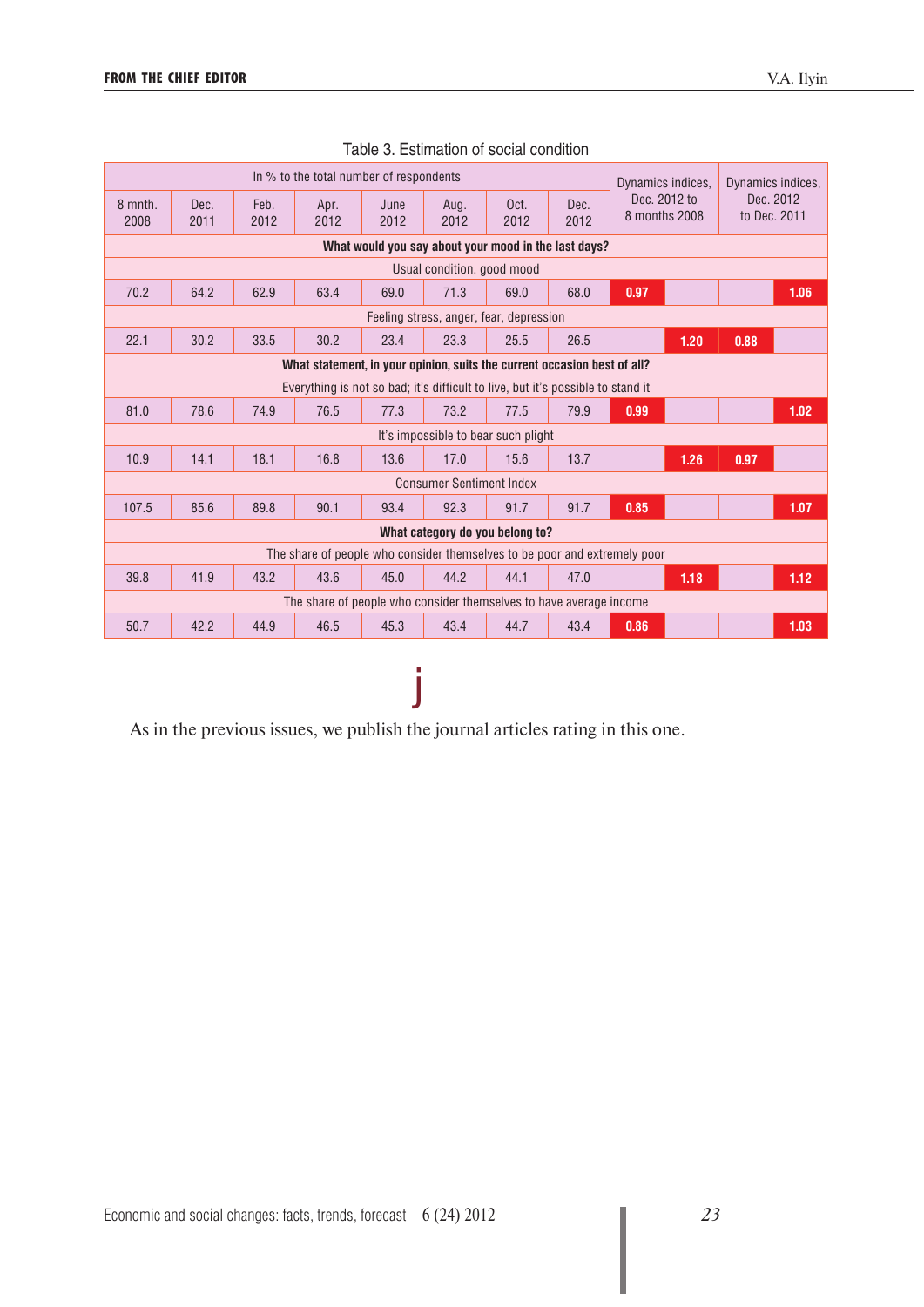Table 3. Estimation of social condition

| In % to the total number of respondents | | | | | | | | Dynamics indices, Dec. 2012 to 8 months 2008 | | Dynamics indices, Dec. 2012 to Dec. 2011 | |
|---|---|---|---|---|---|---|---|---|---|---|---|
| 8 mnth. 2008 | Dec. 2011 | Feb. 2012 | Apr. 2012 | June 2012 | Aug. 2012 | Oct. 2012 | Dec. 2012 | | | | |
| **What would you say about your mood in the last days?** | | | | | | | | | | | |
| Usual condition. good mood | | | | | | | | | | | |
| 70.2 | 64.2 | 62.9 | 63.4 | 69.0 | 71.3 | 69.0 | 68.0 | 0.97 | | | 1.06 |
| Feeling stress, anger, fear, depression | | | | | | | | | | | |
| 22.1 | 30.2 | 33.5 | 30.2 | 23.4 | 23.3 | 25.5 | 26.5 | | 1.20 | 0.88 | |
| **What statement, in your opinion, suits the current occasion best of all?** | | | | | | | | | | | |
| Everything is not so bad; it's difficult to live, but it's possible to stand it | | | | | | | | | | | |
| 81.0 | 78.6 | 74.9 | 76.5 | 77.3 | 73.2 | 77.5 | 79.9 | 0.99 | | | 1.02 |
| It's impossible to bear such plight | | | | | | | | | | | |
| 10.9 | 14.1 | 18.1 | 16.8 | 13.6 | 17.0 | 15.6 | 13.7 | | 1.26 | 0.97 | |
| Consumer Sentiment Index | | | | | | | | | | | |
| 107.5 | 85.6 | 89.8 | 90.1 | 93.4 | 92.3 | 91.7 | 91.7 | 0.85 | | | 1.07 |
| **What category do you belong to?** | | | | | | | | | | | |
| The share of people who consider themselves to be poor and extremely poor | | | | | | | | | | | |
| 39.8 | 41.9 | 43.2 | 43.6 | 45.0 | 44.2 | 44.1 | 47.0 | | 1.18 | | 1.12 |
| The share of people who consider themselves to have average income | | | | | | | | | | | |
| 50.7 | 42.2 | 44.9 | 46.5 | 45.3 | 43.4 | 44.7 | 43.4 | 0.86 | | | 1.03 |

As in the previous issues, we publish the journal articles rating in this one.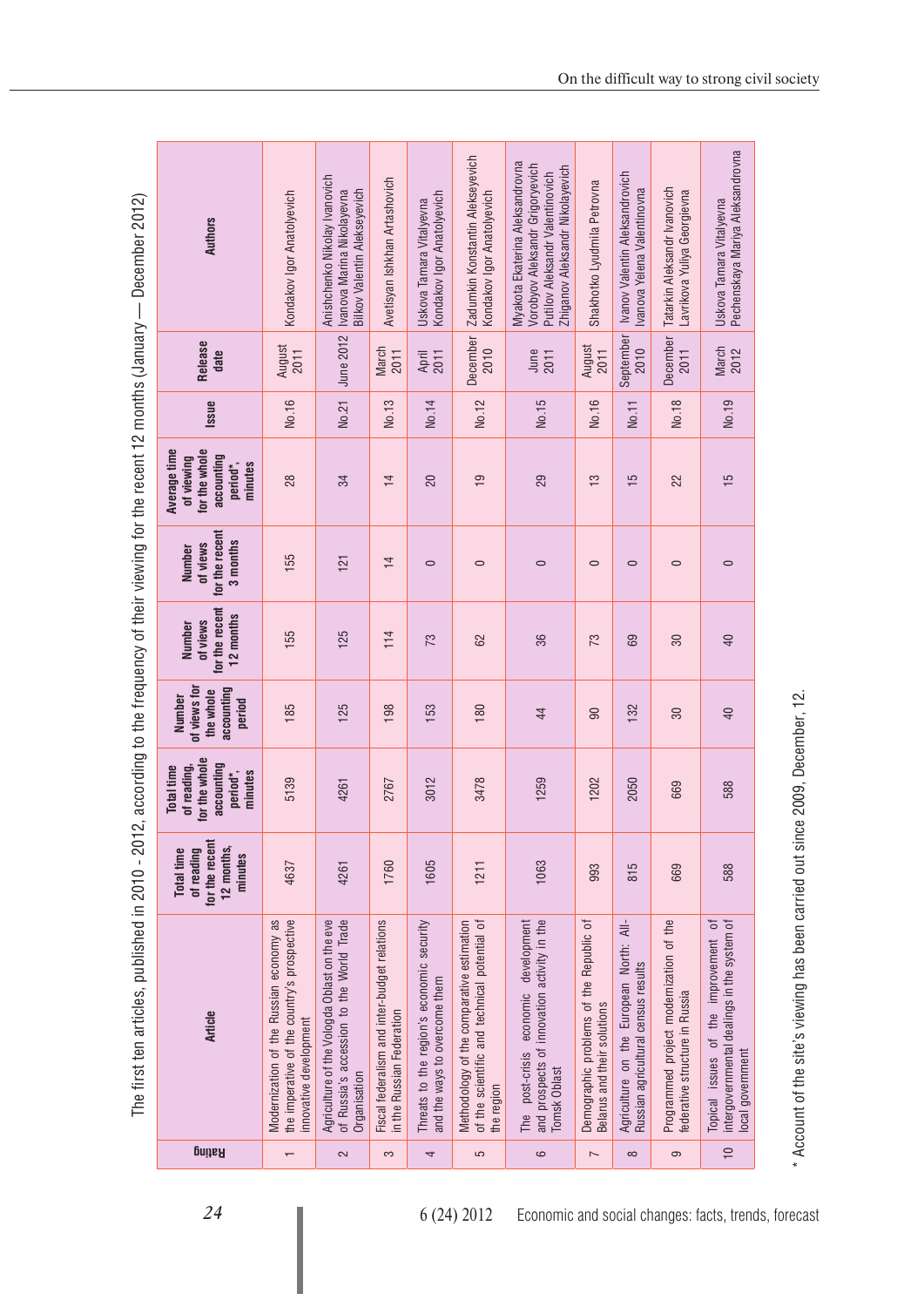The first ten articles, published in 2010 - 2012, according to the frequency of their viewing for the recent 12 months (January — December 2012)

| Rating | Article | Total time of reading for the recent 12 months, minutes | Total time of reading, for the whole accounting period*, minutes | Number of views for the whole accounting period | Number of views for the recent 12 months | Number of views for the recent 3 months | Average time of viewing for the whole accounting period*, minutes | Issue | Release date | Authors |
|---|---|---|---|---|---|---|---|---|---|---|
| 1 | Modernization of the Russian economy as the imperative of the country's prospective innovative development | 4637 | 5139 | 185 | 155 | 155 | 28 | No.16 | August 2011 | Kondakov Igor Anatolyevich |
| 2 | Agriculture of the Vologda Oblast on the eve of Russia's accession to the World Trade Organisation | 4261 | 4261 | 125 | 125 | 121 | 34 | No.21 | June 2012 | Anishchenko Nikolay Ivanovich<br>Ivanova Marina Nikolayevna<br>Bilkov Valentin Alekseyevich |
| 3 | Fiscal federalism and inter-budget relations in the Russian Federation | 1760 | 2767 | 198 | 114 | 14 | 14 | No.13 | March 2011 | Avetisyan Ishkhan Artashovich |
| 4 | Threats to the region's economic security and the ways to overcome them | 1605 | 3012 | 153 | 73 | 0 | 20 | No.14 | April 2011 | Uskova Tamara Vitalyevna<br>Kondakov Igor Anatolyevich |
| 5 | Methodology of the comparative estimation of the scientific and technical potential of the region | 1211 | 3478 | 180 | 62 | 0 | 19 | No.12 | December 2010 | Zadumkin Konstantin Alekseyevich<br>Kondakov Igor Anatolyevich |
| 6 | The post-crisis economic development and prospects of innovation activity in the Tomsk Oblast | 1063 | 1259 | 44 | 36 | 0 | 29 | No.15 | June 2011 | Myakota Ekaterina Aleksandrovna<br>Vorobyov Aleksandr Grigoryevich<br>Putilov Aleksandr Valentinovich<br>Zhiganov Aleksandr Nikolayevich |
| 7 | Demographic problems of the Republic of Belarus and their solutions | 993 | 1202 | 90 | 73 | 0 | 13 | No.16 | August 2011 | Shakhotko Lyudmila Petrovna |
| 8 | Agriculture on the European North: All-Russian agricultural census results | 815 | 2050 | 132 | 69 | 0 | 15 | No.11 | September 2010 | Ivanov Valentin Aleksandrovich<br>Ivanova Yelena Valentinovna |
| 9 | Programmed project modernization of the federative structure in Russia | 669 | 669 | 30 | 30 | 0 | 22 | No.18 | December 2011 | Tatarkin Aleksandr Ivanovich<br>Lavrikova Yuliya Georgievna |
| 10 | Topical issues of the improvement of intergovernmental dealings in the system of local government | 588 | 588 | 40 | 40 | 0 | 15 | No.19 | March 2012 | Uskova Tamara Vitalyevna<br>Pechenskaya Mariya Aleksandrovna |

* Account of the site's viewing has been carried out since 2009, December, 12.